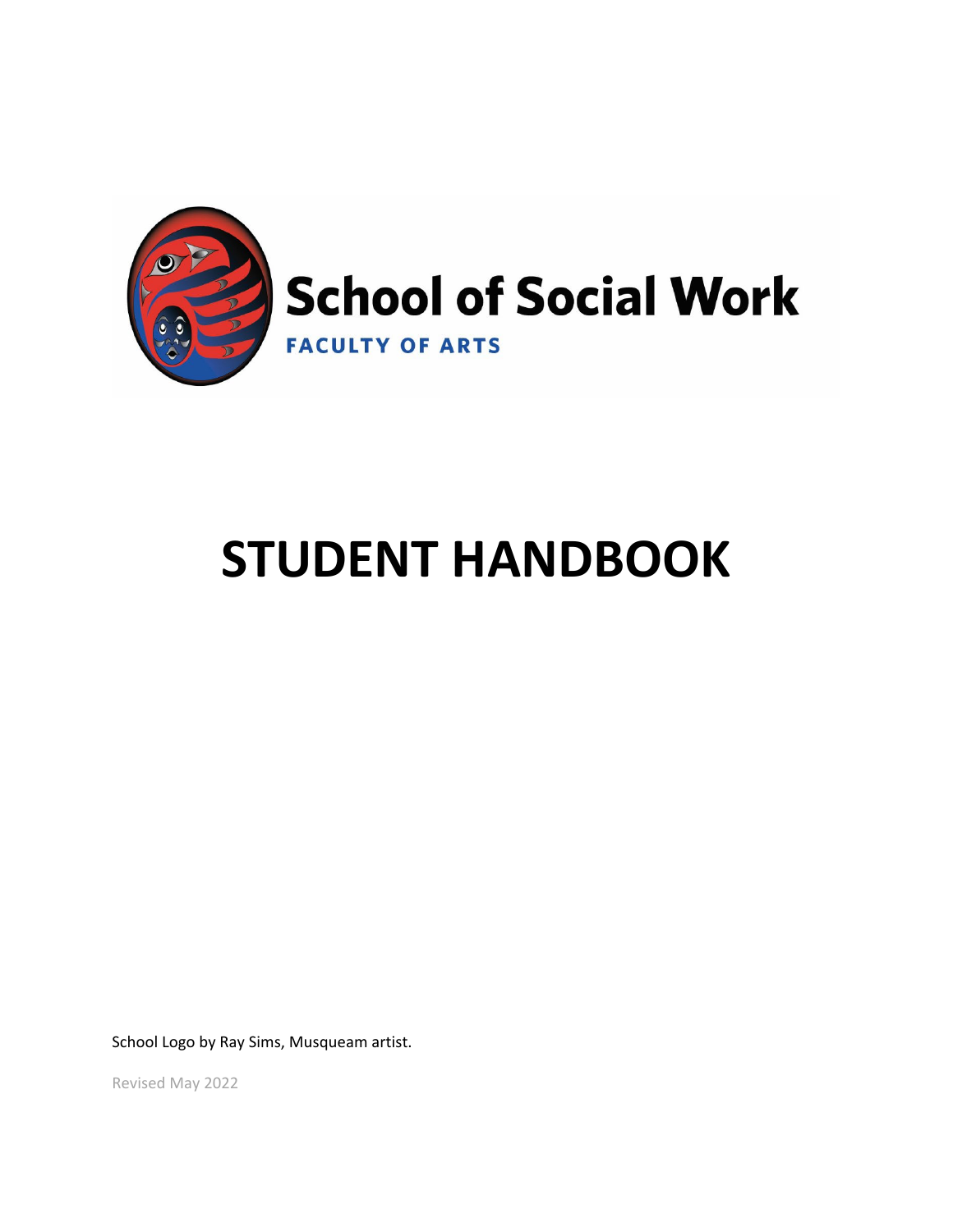School of Social Work

FACULTY OF ARTS

# STUDENT HANDBOOK

School Logo by Ray Sims, Musqueam artist.

Revised May 2022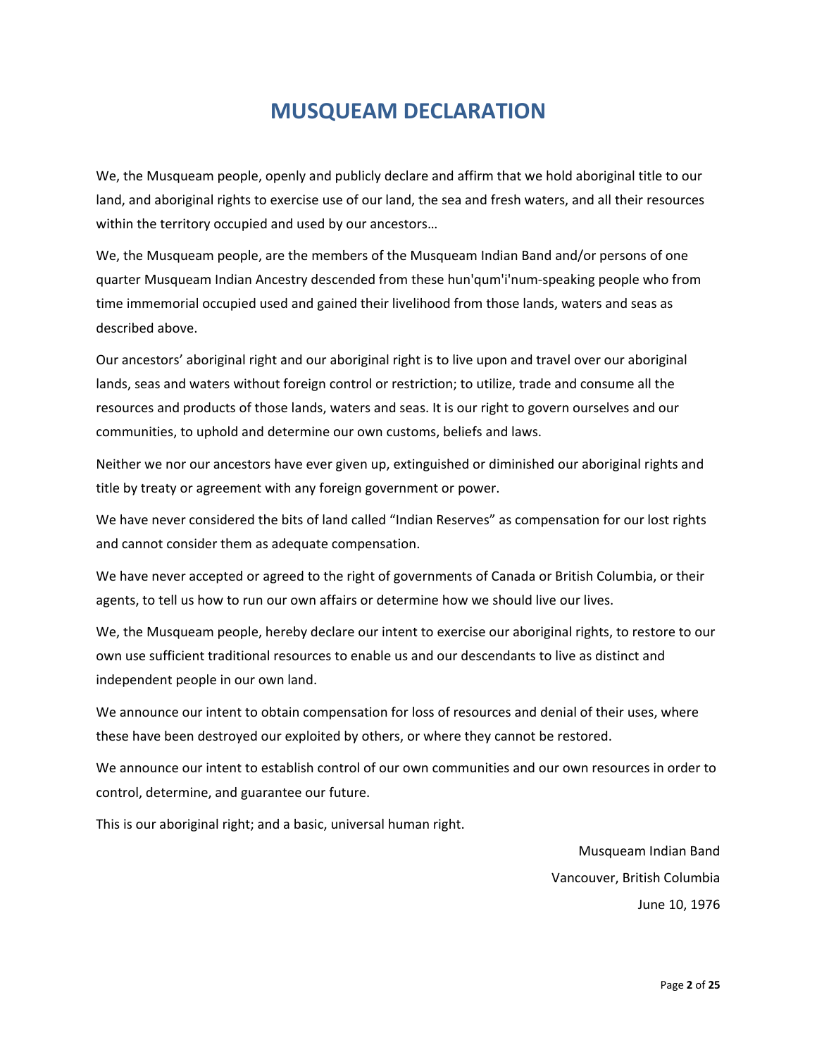# MUSQUEAM DECLARATION

We, the Musqueam people, openly and publicly declare and affirm that we hold aboriginal title to our land, and aboriginal rights to exercise use of our land, the sea and fresh waters, and all their resources within the territory occupied and used by our ancestors…

We, the Musqueam people, are the members of the Musqueam Indian Band and/or persons of one quarter Musqueam Indian Ancestry descended from these hun'qum'i'num-speaking people who from time immemorial occupied used and gained their livelihood from those lands, waters and seas as described above.

Our ancestors' aboriginal right and our aboriginal right is to live upon and travel over our aboriginal lands, seas and waters without foreign control or restriction; to utilize, trade and consume all the resources and products of those lands, waters and seas. It is our right to govern ourselves and our communities, to uphold and determine our own customs, beliefs and laws.

Neither we nor our ancestors have ever given up, extinguished or diminished our aboriginal rights and title by treaty or agreement with any foreign government or power.

We have never considered the bits of land called "Indian Reserves" as compensation for our lost rights and cannot consider them as adequate compensation.

We have never accepted or agreed to the right of governments of Canada or British Columbia, or their agents, to tell us how to run our own affairs or determine how we should live our lives.

We, the Musqueam people, hereby declare our intent to exercise our aboriginal rights, to restore to our own use sufficient traditional resources to enable us and our descendants to live as distinct and independent people in our own land.

We announce our intent to obtain compensation for loss of resources and denial of their uses, where these have been destroyed our exploited by others, or where they cannot be restored.

We announce our intent to establish control of our own communities and our own resources in order to control, determine, and guarantee our future.

This is our aboriginal right; and a basic, universal human right.

Musqueam Indian Band
Vancouver, British Columbia
June 10, 1976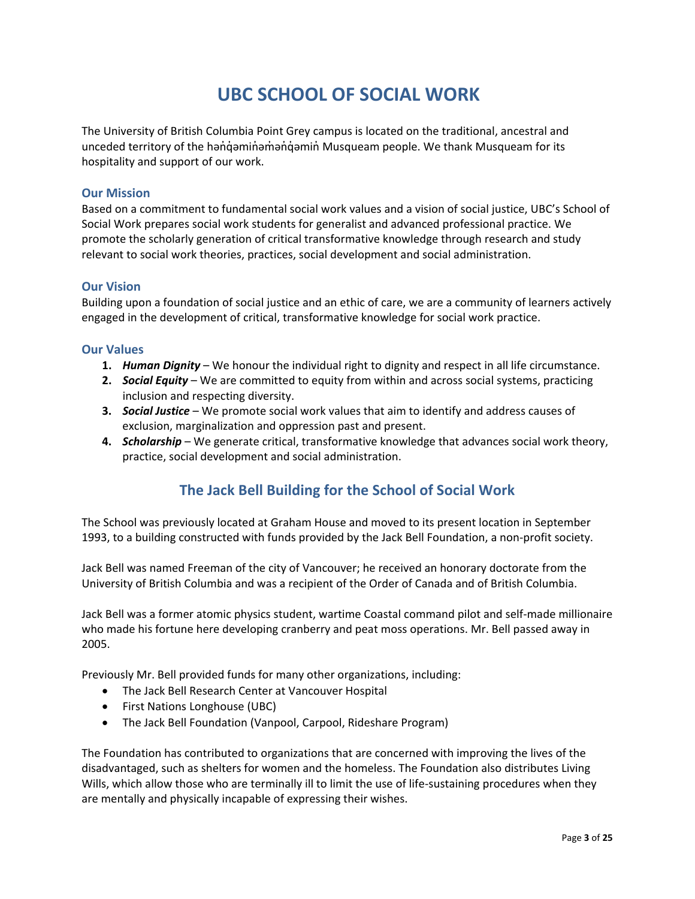# UBC SCHOOL OF SOCIAL WORK

The University of British Columbia Point Grey campus is located on the traditional, ancestral and unceded territory of the hən̓q̓əmin̓əm̓ən̓q̓əmin̓ Musqueam people. We thank Musqueam for its hospitality and support of our work.

### Our Mission

Based on a commitment to fundamental social work values and a vision of social justice, UBC's School of Social Work prepares social work students for generalist and advanced professional practice. We promote the scholarly generation of critical transformative knowledge through research and study relevant to social work theories, practices, social development and social administration.

### Our Vision

Building upon a foundation of social justice and an ethic of care, we are a community of learners actively engaged in the development of critical, transformative knowledge for social work practice.

### Our Values

1. ***Human Dignity*** – We honour the individual right to dignity and respect in all life circumstance.
2. ***Social Equity*** – We are committed to equity from within and across social systems, practicing inclusion and respecting diversity.
3. ***Social Justice*** – We promote social work values that aim to identify and address causes of exclusion, marginalization and oppression past and present.
4. ***Scholarship*** – We generate critical, transformative knowledge that advances social work theory, practice, social development and social administration.

## The Jack Bell Building for the School of Social Work

The School was previously located at Graham House and moved to its present location in September 1993, to a building constructed with funds provided by the Jack Bell Foundation, a non-profit society.

Jack Bell was named Freeman of the city of Vancouver; he received an honorary doctorate from the University of British Columbia and was a recipient of the Order of Canada and of British Columbia.

Jack Bell was a former atomic physics student, wartime Coastal command pilot and self-made millionaire who made his fortune here developing cranberry and peat moss operations. Mr. Bell passed away in 2005.

Previously Mr. Bell provided funds for many other organizations, including:

- The Jack Bell Research Center at Vancouver Hospital
- First Nations Longhouse (UBC)
- The Jack Bell Foundation (Vanpool, Carpool, Rideshare Program)

The Foundation has contributed to organizations that are concerned with improving the lives of the disadvantaged, such as shelters for women and the homeless. The Foundation also distributes Living Wills, which allow those who are terminally ill to limit the use of life-sustaining procedures when they are mentally and physically incapable of expressing their wishes.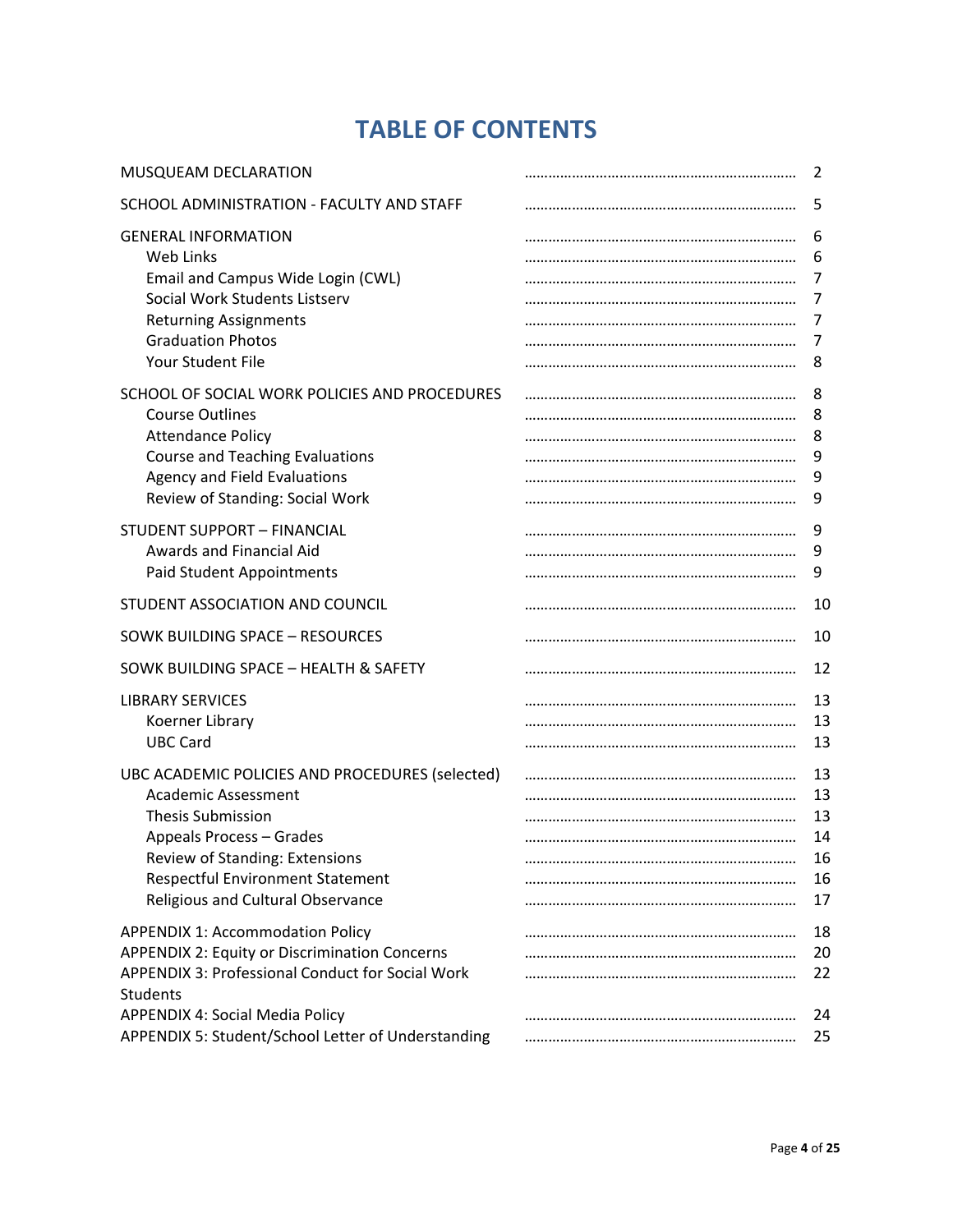# TABLE OF CONTENTS

| | |
|---|---|
| MUSQUEAM DECLARATION | 2 |
| SCHOOL ADMINISTRATION - FACULTY AND STAFF | 5 |
| GENERAL INFORMATION | 6 |
| Web Links | 6 |
| Email and Campus Wide Login (CWL) | 7 |
| Social Work Students Listserv | 7 |
| Returning Assignments | 7 |
| Graduation Photos | 7 |
| Your Student File | 8 |
| SCHOOL OF SOCIAL WORK POLICIES AND PROCEDURES | 8 |
| Course Outlines | 8 |
| Attendance Policy | 8 |
| Course and Teaching Evaluations | 9 |
| Agency and Field Evaluations | 9 |
| Review of Standing: Social Work | 9 |
| STUDENT SUPPORT – FINANCIAL | 9 |
| Awards and Financial Aid | 9 |
| Paid Student Appointments | 9 |
| STUDENT ASSOCIATION AND COUNCIL | 10 |
| SOWK BUILDING SPACE – RESOURCES | 10 |
| SOWK BUILDING SPACE – HEALTH & SAFETY | 12 |
| LIBRARY SERVICES | 13 |
| Koerner Library | 13 |
| UBC Card | 13 |
| UBC ACADEMIC POLICIES AND PROCEDURES (selected) | 13 |
| Academic Assessment | 13 |
| Thesis Submission | 13 |
| Appeals Process – Grades | 14 |
| Review of Standing: Extensions | 16 |
| Respectful Environment Statement | 16 |
| Religious and Cultural Observance | 17 |
| APPENDIX 1: Accommodation Policy | 18 |
| APPENDIX 2: Equity or Discrimination Concerns | 20 |
| APPENDIX 3: Professional Conduct for Social Work Students | 22 |
| APPENDIX 4: Social Media Policy | 24 |
| APPENDIX 5: Student/School Letter of Understanding | 25 |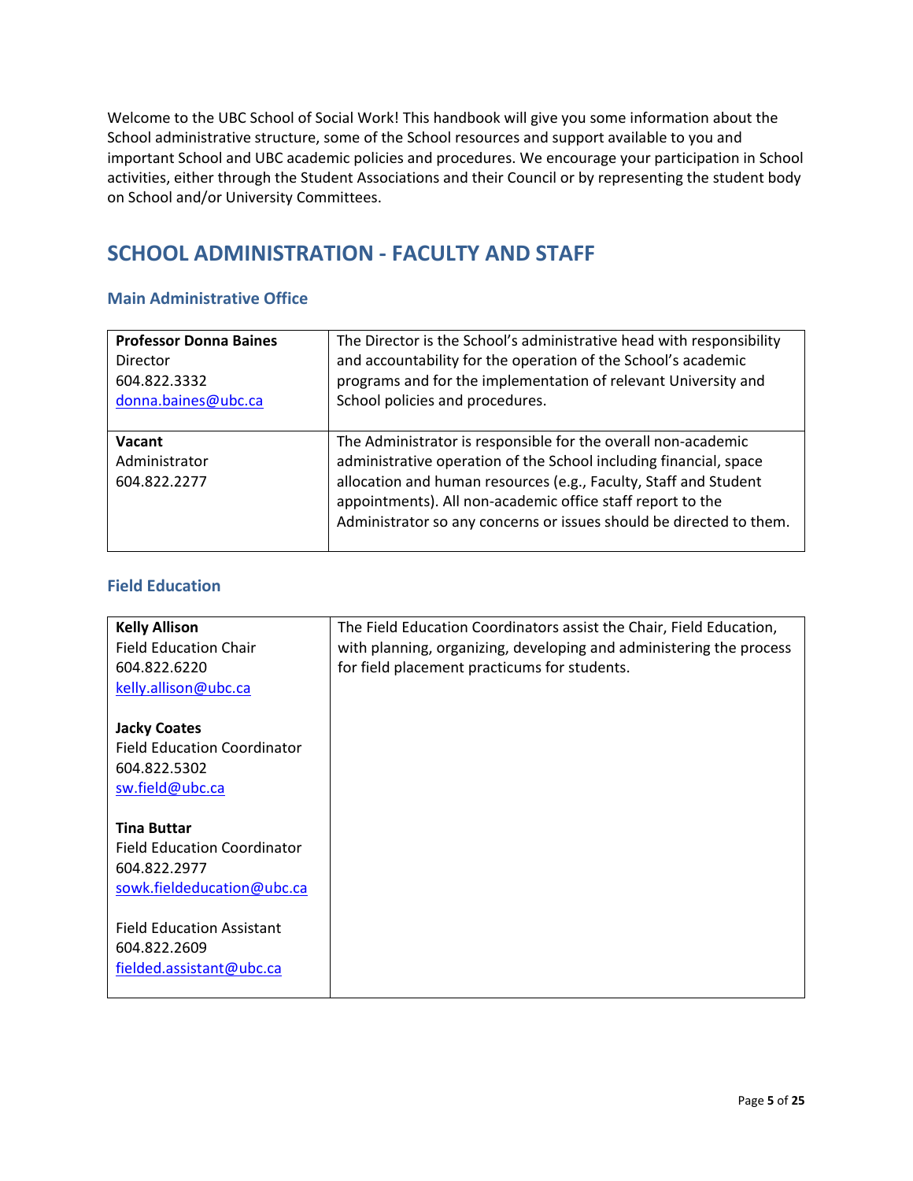Welcome to the UBC School of Social Work! This handbook will give you some information about the School administrative structure, some of the School resources and support available to you and important School and UBC academic policies and procedures. We encourage your participation in School activities, either through the Student Associations and their Council or by representing the student body on School and/or University Committees.

## SCHOOL ADMINISTRATION - FACULTY AND STAFF

### Main Administrative Office

| | |
|---|---|
| **Professor Donna Baines**<br>Director<br>604.822.3332<br>donna.baines@ubc.ca | The Director is the School's administrative head with responsibility and accountability for the operation of the School's academic programs and for the implementation of relevant University and School policies and procedures. |
| **Vacant**<br>Administrator<br>604.822.2277 | The Administrator is responsible for the overall non-academic administrative operation of the School including financial, space allocation and human resources (e.g., Faculty, Staff and Student appointments). All non-academic office staff report to the Administrator so any concerns or issues should be directed to them. |

### Field Education

| | |
|---|---|
| **Kelly Allison**<br>Field Education Chair<br>604.822.6220<br>kelly.allison@ubc.ca<br><br>**Jacky Coates**<br>Field Education Coordinator<br>604.822.5302<br>sw.field@ubc.ca<br><br>**Tina Buttar**<br>Field Education Coordinator<br>604.822.2977<br>sowk.fieldeducation@ubc.ca<br><br>Field Education Assistant<br>604.822.2609<br>fielded.assistant@ubc.ca | The Field Education Coordinators assist the Chair, Field Education, with planning, organizing, developing and administering the process for field placement practicums for students. |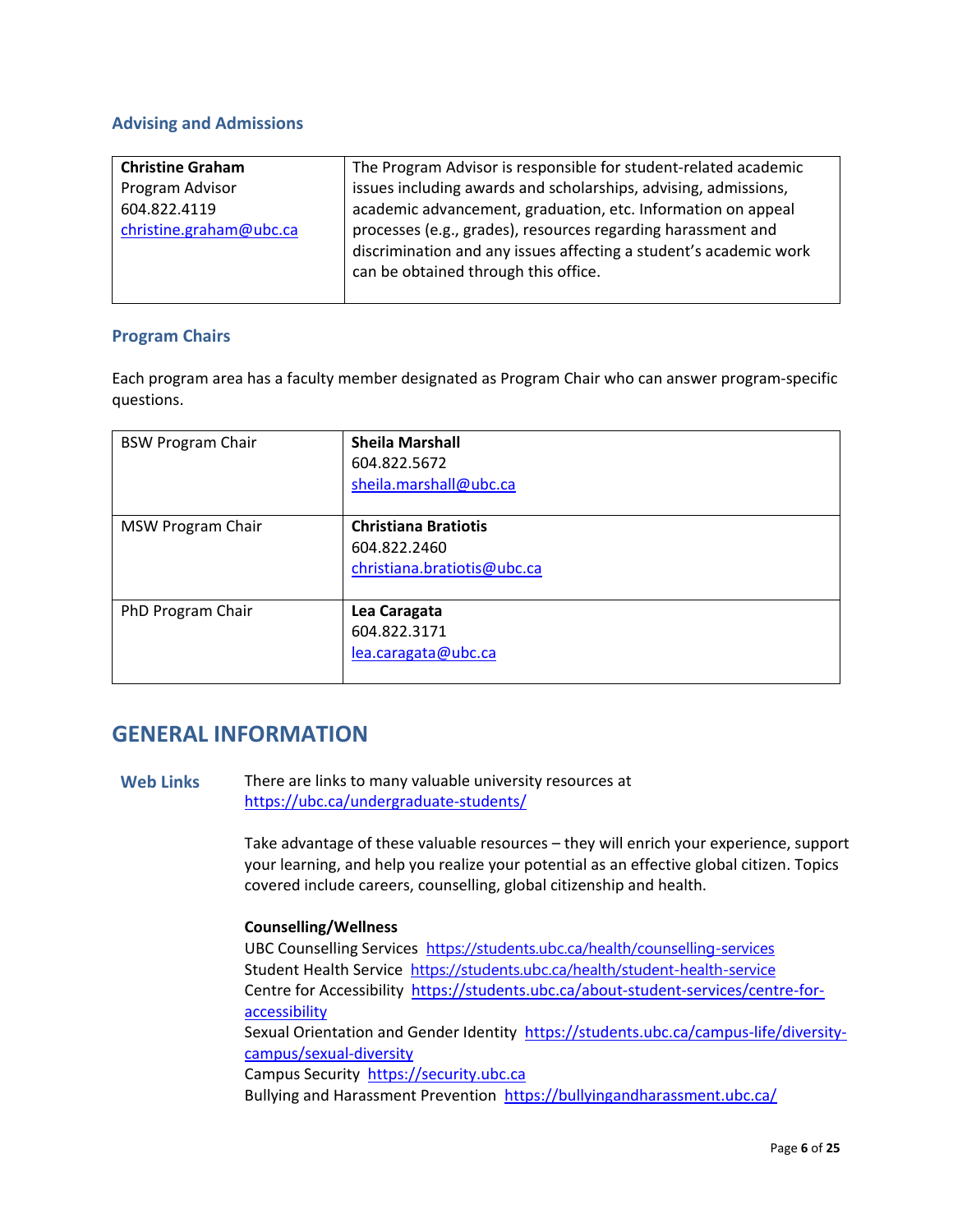### Advising and Admissions

| **Christine Graham**<br>Program Advisor<br>604.822.4119<br>christine.graham@ubc.ca | The Program Advisor is responsible for student-related academic issues including awards and scholarships, advising, admissions, academic advancement, graduation, etc. Information on appeal processes (e.g., grades), resources regarding harassment and discrimination and any issues affecting a student's academic work can be obtained through this office. |
|---|---|

### Program Chairs

Each program area has a faculty member designated as Program Chair who can answer program-specific questions.

| BSW Program Chair | **Sheila Marshall**<br>604.822.5672<br>sheila.marshall@ubc.ca |
|---|---|
| MSW Program Chair | **Christiana Bratiotis**<br>604.822.2460<br>christiana.bratiotis@ubc.ca |
| PhD Program Chair | **Lea Caragata**<br>604.822.3171<br>lea.caragata@ubc.ca |

## GENERAL INFORMATION

### Web Links

There are links to many valuable university resources at https://ubc.ca/undergraduate-students/

Take advantage of these valuable resources – they will enrich your experience, support your learning, and help you realize your potential as an effective global citizen. Topics covered include careers, counselling, global citizenship and health.

**Counselling/Wellness**

UBC Counselling Services https://students.ubc.ca/health/counselling-services
Student Health Service https://students.ubc.ca/health/student-health-service
Centre for Accessibility https://students.ubc.ca/about-student-services/centre-for-accessibility
Sexual Orientation and Gender Identity https://students.ubc.ca/campus-life/diversity-campus/sexual-diversity
Campus Security https://security.ubc.ca
Bullying and Harassment Prevention https://bullyingandharassment.ubc.ca/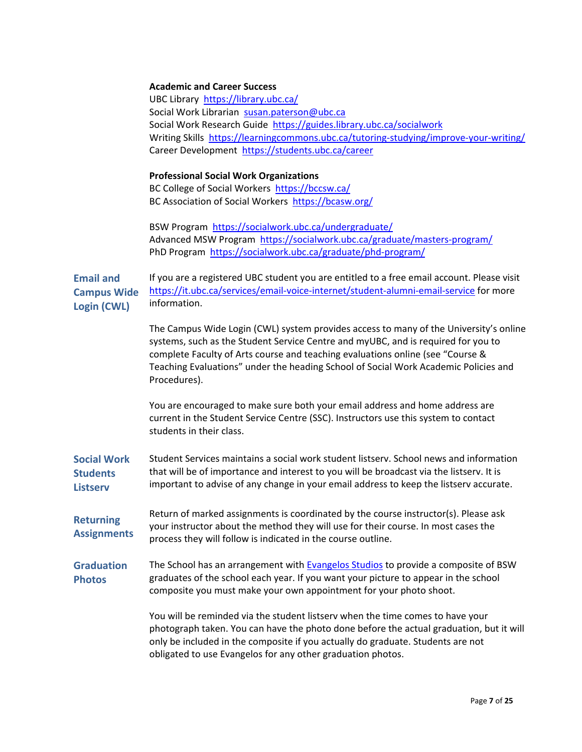**Academic and Career Success**

UBC Library https://library.ubc.ca/
Social Work Librarian susan.paterson@ubc.ca
Social Work Research Guide https://guides.library.ubc.ca/socialwork
Writing Skills https://learningcommons.ubc.ca/tutoring-studying/improve-your-writing/
Career Development https://students.ubc.ca/career

**Professional Social Work Organizations**

BC College of Social Workers https://bccsw.ca/
BC Association of Social Workers https://bcasw.org/

BSW Program https://socialwork.ubc.ca/undergraduate/
Advanced MSW Program https://socialwork.ubc.ca/graduate/masters-program/
PhD Program https://socialwork.ubc.ca/graduate/phd-program/

## Email and Campus Wide Login (CWL)

If you are a registered UBC student you are entitled to a free email account. Please visit https://it.ubc.ca/services/email-voice-internet/student-alumni-email-service for more information.

The Campus Wide Login (CWL) system provides access to many of the University's online systems, such as the Student Service Centre and myUBC, and is required for you to complete Faculty of Arts course and teaching evaluations online (see "Course & Teaching Evaluations" under the heading School of Social Work Academic Policies and Procedures).

You are encouraged to make sure both your email address and home address are current in the Student Service Centre (SSC). Instructors use this system to contact students in their class.

## Social Work Students Listserv

Student Services maintains a social work student listserv. School news and information that will be of importance and interest to you will be broadcast via the listserv. It is important to advise of any change in your email address to keep the listserv accurate.

## Returning Assignments

Return of marked assignments is coordinated by the course instructor(s). Please ask your instructor about the method they will use for their course. In most cases the process they will follow is indicated in the course outline.

## Graduation Photos

The School has an arrangement with Evangelos Studios to provide a composite of BSW graduates of the school each year. If you want your picture to appear in the school composite you must make your own appointment for your photo shoot.

You will be reminded via the student listserv when the time comes to have your photograph taken. You can have the photo done before the actual graduation, but it will only be included in the composite if you actually do graduate. Students are not obligated to use Evangelos for any other graduation photos.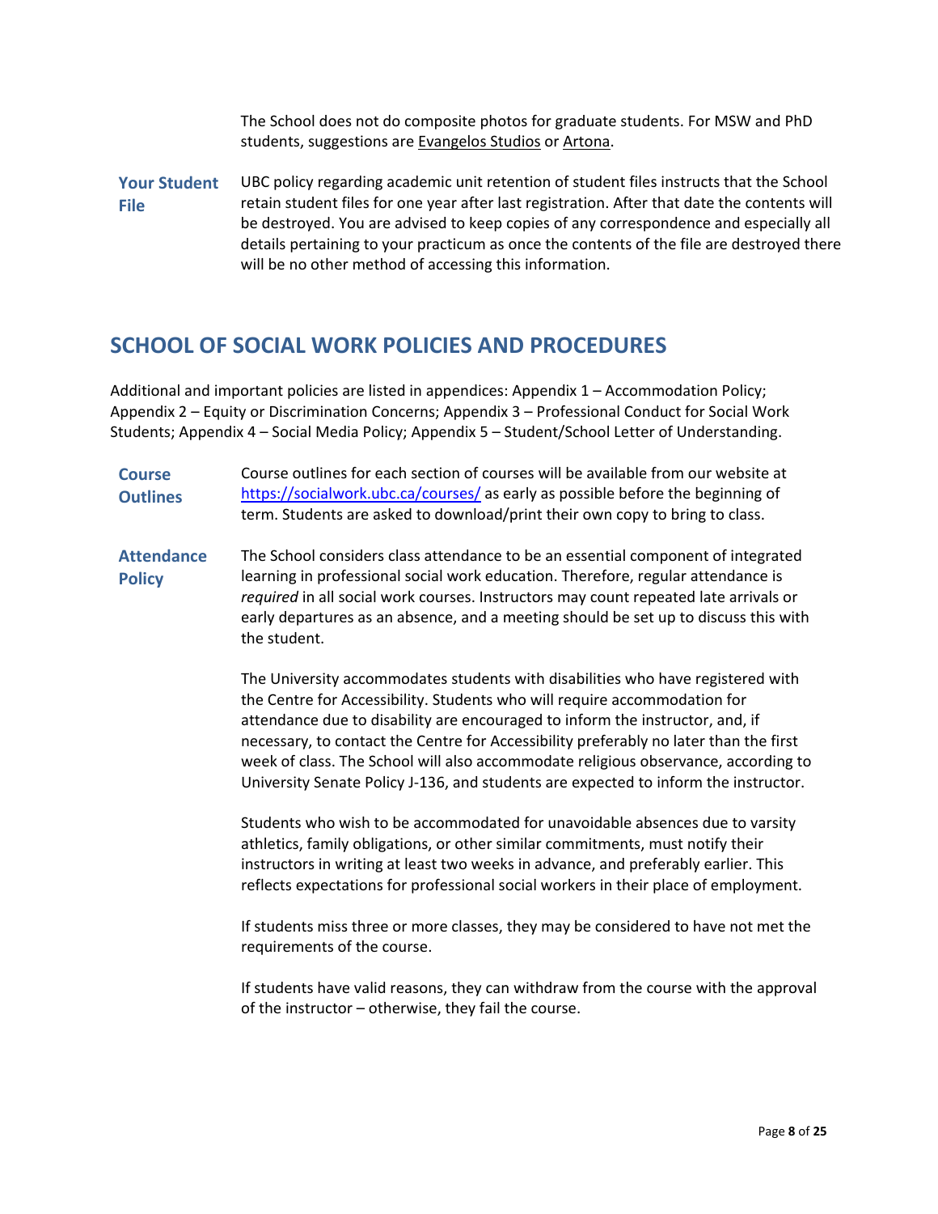The School does not do composite photos for graduate students. For MSW and PhD students, suggestions are Evangelos Studios or Artona.

**Your Student File**

UBC policy regarding academic unit retention of student files instructs that the School retain student files for one year after last registration. After that date the contents will be destroyed. You are advised to keep copies of any correspondence and especially all details pertaining to your practicum as once the contents of the file are destroyed there will be no other method of accessing this information.

## SCHOOL OF SOCIAL WORK POLICIES AND PROCEDURES

Additional and important policies are listed in appendices: Appendix 1 – Accommodation Policy; Appendix 2 – Equity or Discrimination Concerns; Appendix 3 – Professional Conduct for Social Work Students; Appendix 4 – Social Media Policy; Appendix 5 – Student/School Letter of Understanding.

**Course Outlines**

Course outlines for each section of courses will be available from our website at https://socialwork.ubc.ca/courses/ as early as possible before the beginning of term. Students are asked to download/print their own copy to bring to class.

**Attendance Policy**

The School considers class attendance to be an essential component of integrated learning in professional social work education. Therefore, regular attendance is *required* in all social work courses. Instructors may count repeated late arrivals or early departures as an absence, and a meeting should be set up to discuss this with the student.

The University accommodates students with disabilities who have registered with the Centre for Accessibility. Students who will require accommodation for attendance due to disability are encouraged to inform the instructor, and, if necessary, to contact the Centre for Accessibility preferably no later than the first week of class. The School will also accommodate religious observance, according to University Senate Policy J-136, and students are expected to inform the instructor.

Students who wish to be accommodated for unavoidable absences due to varsity athletics, family obligations, or other similar commitments, must notify their instructors in writing at least two weeks in advance, and preferably earlier. This reflects expectations for professional social workers in their place of employment.

If students miss three or more classes, they may be considered to have not met the requirements of the course.

If students have valid reasons, they can withdraw from the course with the approval of the instructor – otherwise, they fail the course.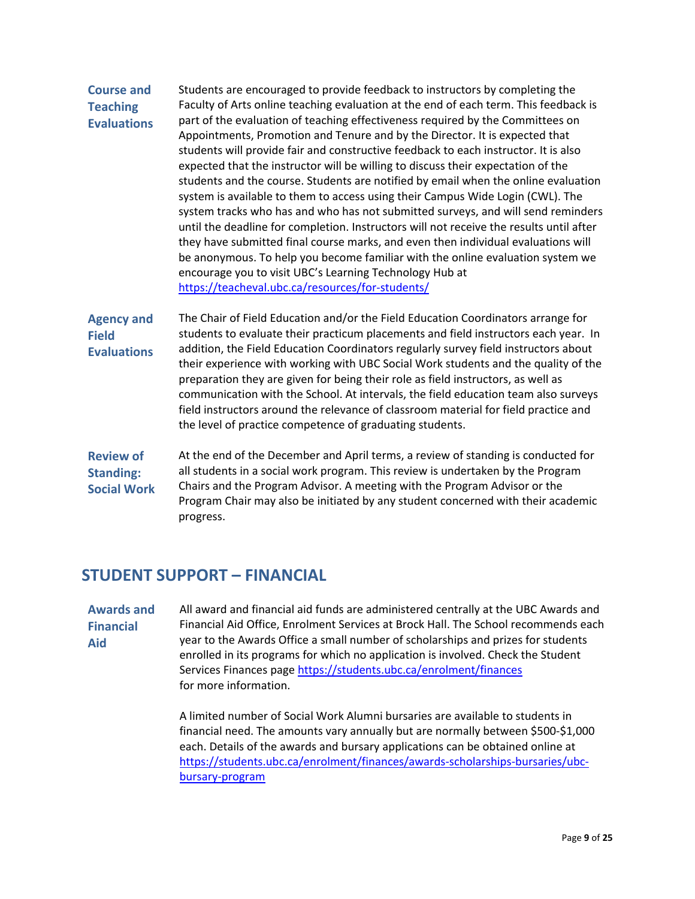**Course and Teaching Evaluations**

Students are encouraged to provide feedback to instructors by completing the Faculty of Arts online teaching evaluation at the end of each term. This feedback is part of the evaluation of teaching effectiveness required by the Committees on Appointments, Promotion and Tenure and by the Director. It is expected that students will provide fair and constructive feedback to each instructor. It is also expected that the instructor will be willing to discuss their expectation of the students and the course. Students are notified by email when the online evaluation system is available to them to access using their Campus Wide Login (CWL). The system tracks who has and who has not submitted surveys, and will send reminders until the deadline for completion. Instructors will not receive the results until after they have submitted final course marks, and even then individual evaluations will be anonymous. To help you become familiar with the online evaluation system we encourage you to visit UBC's Learning Technology Hub at https://teacheval.ubc.ca/resources/for-students/

**Agency and Field Evaluations**

The Chair of Field Education and/or the Field Education Coordinators arrange for students to evaluate their practicum placements and field instructors each year. In addition, the Field Education Coordinators regularly survey field instructors about their experience with working with UBC Social Work students and the quality of the preparation they are given for being their role as field instructors, as well as communication with the School. At intervals, the field education team also surveys field instructors around the relevance of classroom material for field practice and the level of practice competence of graduating students.

**Review of Standing: Social Work**

At the end of the December and April terms, a review of standing is conducted for all students in a social work program. This review is undertaken by the Program Chairs and the Program Advisor. A meeting with the Program Advisor or the Program Chair may also be initiated by any student concerned with their academic progress.

## STUDENT SUPPORT – FINANCIAL

**Awards and Financial Aid**

All award and financial aid funds are administered centrally at the UBC Awards and Financial Aid Office, Enrolment Services at Brock Hall. The School recommends each year to the Awards Office a small number of scholarships and prizes for students enrolled in its programs for which no application is involved. Check the Student Services Finances page https://students.ubc.ca/enrolment/finances for more information.

A limited number of Social Work Alumni bursaries are available to students in financial need. The amounts vary annually but are normally between $500-$1,000 each. Details of the awards and bursary applications can be obtained online at https://students.ubc.ca/enrolment/finances/awards-scholarships-bursaries/ubc-bursary-program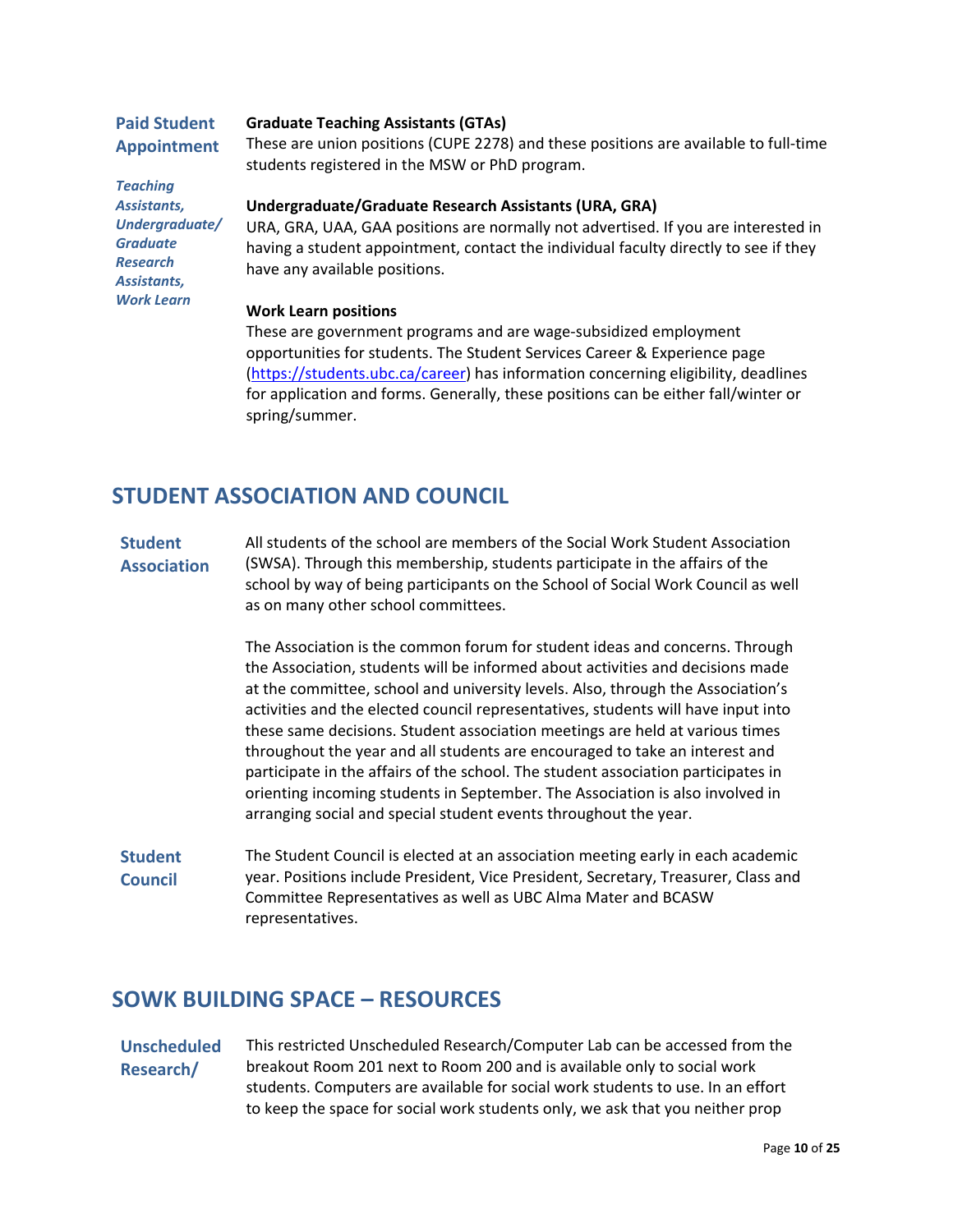### Paid Student Appointment

*Teaching Assistants, Undergraduate/ Graduate Research Assistants, Work Learn*

**Graduate Teaching Assistants (GTAs)**
These are union positions (CUPE 2278) and these positions are available to full-time students registered in the MSW or PhD program.

**Undergraduate/Graduate Research Assistants (URA, GRA)**
URA, GRA, UAA, GAA positions are normally not advertised. If you are interested in having a student appointment, contact the individual faculty directly to see if they have any available positions.

**Work Learn positions**
These are government programs and are wage-subsidized employment opportunities for students. The Student Services Career & Experience page (https://students.ubc.ca/career) has information concerning eligibility, deadlines for application and forms. Generally, these positions can be either fall/winter or spring/summer.

## STUDENT ASSOCIATION AND COUNCIL

### Student Association

All students of the school are members of the Social Work Student Association (SWSA). Through this membership, students participate in the affairs of the school by way of being participants on the School of Social Work Council as well as on many other school committees.

The Association is the common forum for student ideas and concerns. Through the Association, students will be informed about activities and decisions made at the committee, school and university levels. Also, through the Association's activities and the elected council representatives, students will have input into these same decisions. Student association meetings are held at various times throughout the year and all students are encouraged to take an interest and participate in the affairs of the school. The student association participates in orienting incoming students in September. The Association is also involved in arranging social and special student events throughout the year.

### Student Council

The Student Council is elected at an association meeting early in each academic year. Positions include President, Vice President, Secretary, Treasurer, Class and Committee Representatives as well as UBC Alma Mater and BCASW representatives.

## SOWK BUILDING SPACE – RESOURCES

### Unscheduled Research/

This restricted Unscheduled Research/Computer Lab can be accessed from the breakout Room 201 next to Room 200 and is available only to social work students. Computers are available for social work students to use. In an effort to keep the space for social work students only, we ask that you neither prop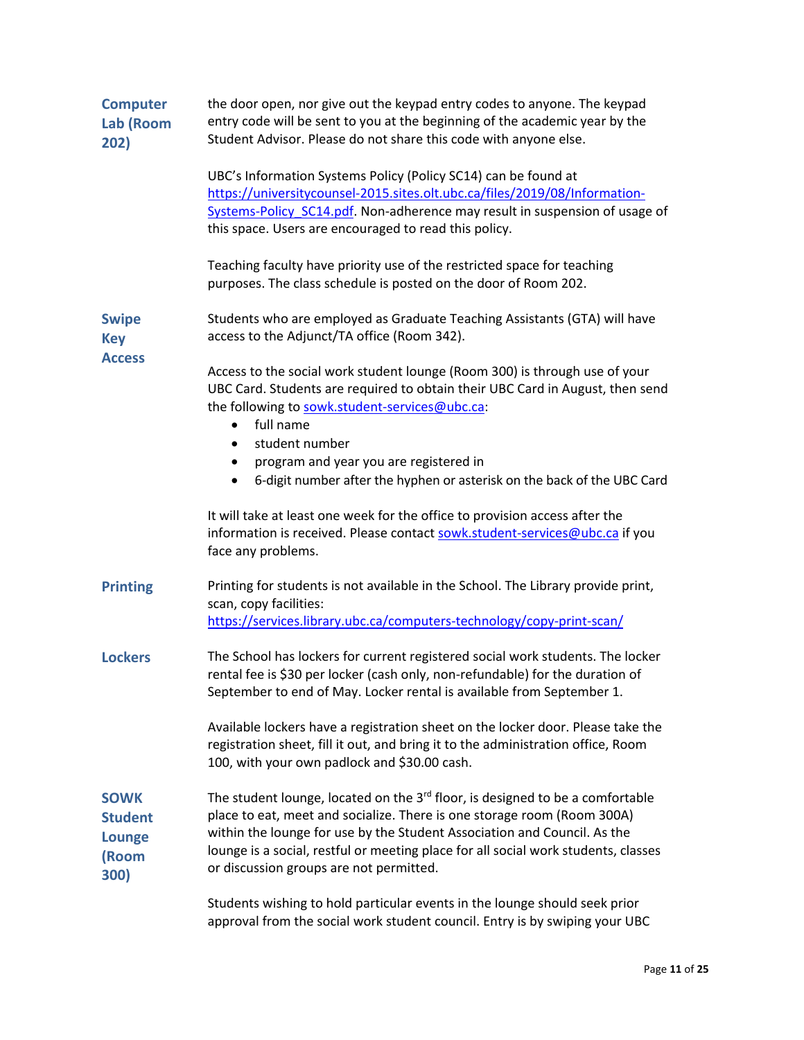### Computer Lab (Room 202)

the door open, nor give out the keypad entry codes to anyone. The keypad entry code will be sent to you at the beginning of the academic year by the Student Advisor. Please do not share this code with anyone else.

UBC's Information Systems Policy (Policy SC14) can be found at https://universitycounsel-2015.sites.olt.ubc.ca/files/2019/08/Information-Systems-Policy_SC14.pdf. Non-adherence may result in suspension of usage of this space. Users are encouraged to read this policy.

Teaching faculty have priority use of the restricted space for teaching purposes. The class schedule is posted on the door of Room 202.

### Swipe Key Access

Students who are employed as Graduate Teaching Assistants (GTA) will have access to the Adjunct/TA office (Room 342).

Access to the social work student lounge (Room 300) is through use of your UBC Card. Students are required to obtain their UBC Card in August, then send the following to sowk.student-services@ubc.ca:

- full name
- student number
- program and year you are registered in
- 6-digit number after the hyphen or asterisk on the back of the UBC Card

It will take at least one week for the office to provision access after the information is received. Please contact sowk.student-services@ubc.ca if you face any problems.

### Printing

Printing for students is not available in the School. The Library provide print, scan, copy facilities: https://services.library.ubc.ca/computers-technology/copy-print-scan/

### Lockers

The School has lockers for current registered social work students. The locker rental fee is $30 per locker (cash only, non-refundable) for the duration of September to end of May. Locker rental is available from September 1.

Available lockers have a registration sheet on the locker door. Please take the registration sheet, fill it out, and bring it to the administration office, Room 100, with your own padlock and $30.00 cash.

### SOWK Student Lounge (Room 300)

The student lounge, located on the 3rd floor, is designed to be a comfortable place to eat, meet and socialize. There is one storage room (Room 300A) within the lounge for use by the Student Association and Council. As the lounge is a social, restful or meeting place for all social work students, classes or discussion groups are not permitted.

Students wishing to hold particular events in the lounge should seek prior approval from the social work student council. Entry is by swiping your UBC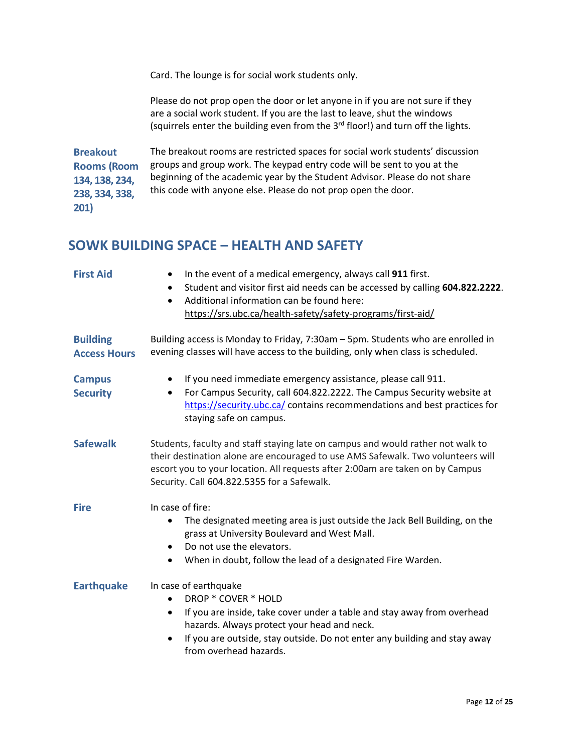Card. The lounge is for social work students only.

Please do not prop open the door or let anyone in if you are not sure if they are a social work student. If you are the last to leave, shut the windows (squirrels enter the building even from the 3rd floor!) and turn off the lights.

**Breakout Rooms (Room 134, 138, 234, 238, 334, 338, 201)**

The breakout rooms are restricted spaces for social work students' discussion groups and group work. The keypad entry code will be sent to you at the beginning of the academic year by the Student Advisor. Please do not share this code with anyone else. Please do not prop open the door.

## SOWK BUILDING SPACE – HEALTH AND SAFETY

**First Aid**

- In the event of a medical emergency, always call **911** first.
- Student and visitor first aid needs can be accessed by calling **604.822.2222**.
- Additional information can be found here: https://srs.ubc.ca/health-safety/safety-programs/first-aid/

**Building Access Hours**

Building access is Monday to Friday, 7:30am – 5pm. Students who are enrolled in evening classes will have access to the building, only when class is scheduled.

**Campus Security**

- If you need immediate emergency assistance, please call 911.
- For Campus Security, call 604.822.2222. The Campus Security website at https://security.ubc.ca/ contains recommendations and best practices for staying safe on campus.

**Safewalk**

Students, faculty and staff staying late on campus and would rather not walk to their destination alone are encouraged to use AMS Safewalk. Two volunteers will escort you to your location. All requests after 2:00am are taken on by Campus Security. Call 604.822.5355 for a Safewalk.

**Fire**

In case of fire:

- The designated meeting area is just outside the Jack Bell Building, on the grass at University Boulevard and West Mall.
- Do not use the elevators.
- When in doubt, follow the lead of a designated Fire Warden.

**Earthquake**

In case of earthquake

- DROP * COVER * HOLD
- If you are inside, take cover under a table and stay away from overhead hazards. Always protect your head and neck.
- If you are outside, stay outside. Do not enter any building and stay away from overhead hazards.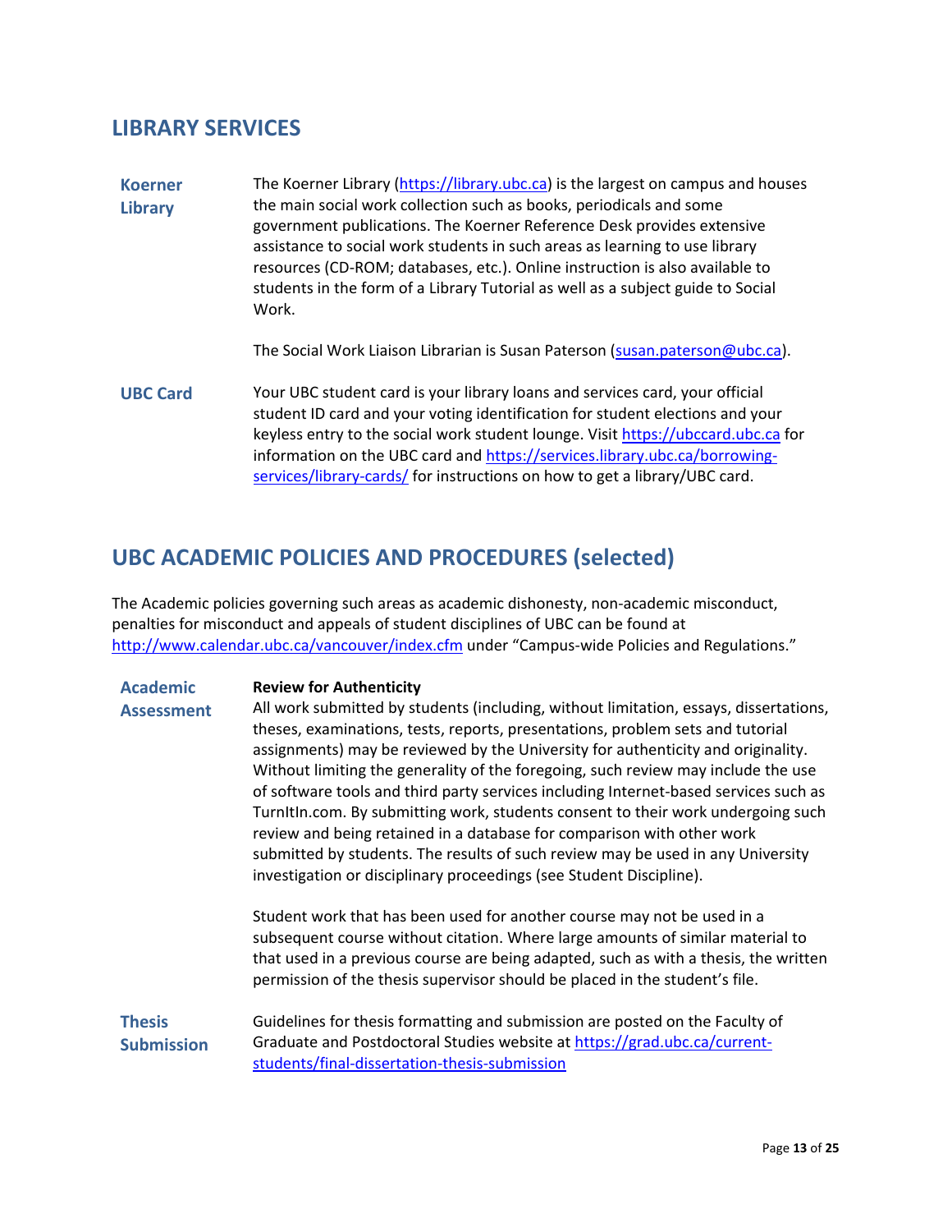## LIBRARY SERVICES

**Koerner Library**

The Koerner Library (https://library.ubc.ca) is the largest on campus and houses the main social work collection such as books, periodicals and some government publications. The Koerner Reference Desk provides extensive assistance to social work students in such areas as learning to use library resources (CD-ROM; databases, etc.). Online instruction is also available to students in the form of a Library Tutorial as well as a subject guide to Social Work.

The Social Work Liaison Librarian is Susan Paterson (susan.paterson@ubc.ca).

**UBC Card**

Your UBC student card is your library loans and services card, your official student ID card and your voting identification for student elections and your keyless entry to the social work student lounge. Visit https://ubccard.ubc.ca for information on the UBC card and https://services.library.ubc.ca/borrowing-services/library-cards/ for instructions on how to get a library/UBC card.

## UBC ACADEMIC POLICIES AND PROCEDURES (selected)

The Academic policies governing such areas as academic dishonesty, non-academic misconduct, penalties for misconduct and appeals of student disciplines of UBC can be found at http://www.calendar.ubc.ca/vancouver/index.cfm under “Campus-wide Policies and Regulations.”

**Academic Assessment**

**Review for Authenticity**

All work submitted by students (including, without limitation, essays, dissertations, theses, examinations, tests, reports, presentations, problem sets and tutorial assignments) may be reviewed by the University for authenticity and originality. Without limiting the generality of the foregoing, such review may include the use of software tools and third party services including Internet-based services such as TurnItIn.com. By submitting work, students consent to their work undergoing such review and being retained in a database for comparison with other work submitted by students. The results of such review may be used in any University investigation or disciplinary proceedings (see Student Discipline).

Student work that has been used for another course may not be used in a subsequent course without citation. Where large amounts of similar material to that used in a previous course are being adapted, such as with a thesis, the written permission of the thesis supervisor should be placed in the student’s file.

**Thesis Submission**

Guidelines for thesis formatting and submission are posted on the Faculty of Graduate and Postdoctoral Studies website at https://grad.ubc.ca/current-students/final-dissertation-thesis-submission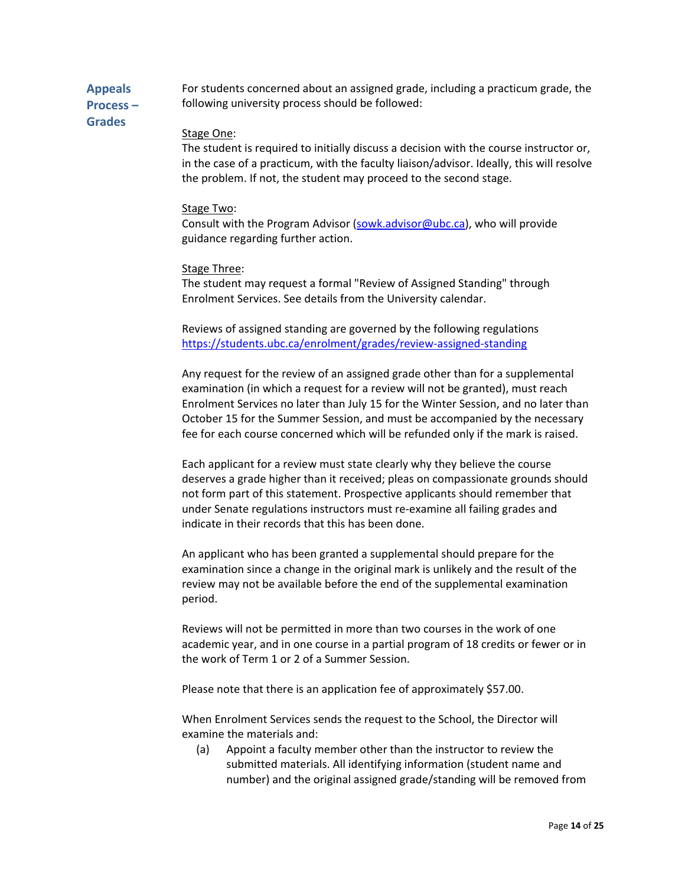## Appeals Process – Grades

For students concerned about an assigned grade, including a practicum grade, the following university process should be followed:

Stage One:
The student is required to initially discuss a decision with the course instructor or, in the case of a practicum, with the faculty liaison/advisor. Ideally, this will resolve the problem. If not, the student may proceed to the second stage.

Stage Two:
Consult with the Program Advisor (sowk.advisor@ubc.ca), who will provide guidance regarding further action.

Stage Three:
The student may request a formal "Review of Assigned Standing" through Enrolment Services. See details from the University calendar.

Reviews of assigned standing are governed by the following regulations https://students.ubc.ca/enrolment/grades/review-assigned-standing

Any request for the review of an assigned grade other than for a supplemental examination (in which a request for a review will not be granted), must reach Enrolment Services no later than July 15 for the Winter Session, and no later than October 15 for the Summer Session, and must be accompanied by the necessary fee for each course concerned which will be refunded only if the mark is raised.

Each applicant for a review must state clearly why they believe the course deserves a grade higher than it received; pleas on compassionate grounds should not form part of this statement. Prospective applicants should remember that under Senate regulations instructors must re-examine all failing grades and indicate in their records that this has been done.

An applicant who has been granted a supplemental should prepare for the examination since a change in the original mark is unlikely and the result of the review may not be available before the end of the supplemental examination period.

Reviews will not be permitted in more than two courses in the work of one academic year, and in one course in a partial program of 18 credits or fewer or in the work of Term 1 or 2 of a Summer Session.

Please note that there is an application fee of approximately $57.00.

When Enrolment Services sends the request to the School, the Director will examine the materials and:

(a) Appoint a faculty member other than the instructor to review the submitted materials. All identifying information (student name and number) and the original assigned grade/standing will be removed from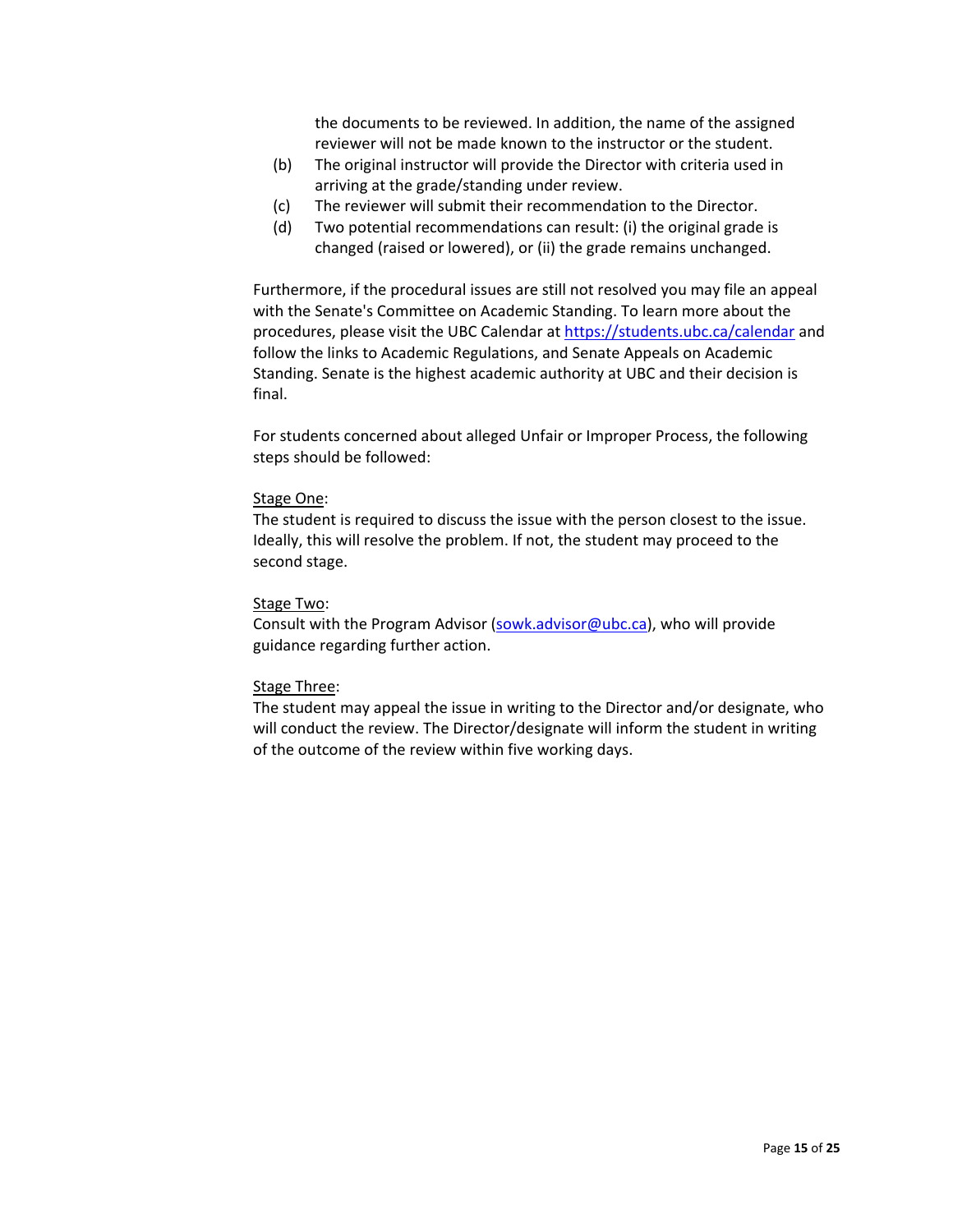the documents to be reviewed. In addition, the name of the assigned reviewer will not be made known to the instructor or the student.

(b) The original instructor will provide the Director with criteria used in arriving at the grade/standing under review.

(c) The reviewer will submit their recommendation to the Director.

(d) Two potential recommendations can result: (i) the original grade is changed (raised or lowered), or (ii) the grade remains unchanged.

Furthermore, if the procedural issues are still not resolved you may file an appeal with the Senate's Committee on Academic Standing. To learn more about the procedures, please visit the UBC Calendar at [https://students.ubc.ca/calendar](https://students.ubc.ca/calendar) and follow the links to Academic Regulations, and Senate Appeals on Academic Standing. Senate is the highest academic authority at UBC and their decision is final.

For students concerned about alleged Unfair or Improper Process, the following steps should be followed:

<u>Stage One</u>:
The student is required to discuss the issue with the person closest to the issue. Ideally, this will resolve the problem. If not, the student may proceed to the second stage.

<u>Stage Two</u>:
Consult with the Program Advisor ([sowk.advisor@ubc.ca](mailto:sowk.advisor@ubc.ca)), who will provide guidance regarding further action.

<u>Stage Three</u>:
The student may appeal the issue in writing to the Director and/or designate, who will conduct the review. The Director/designate will inform the student in writing of the outcome of the review within five working days.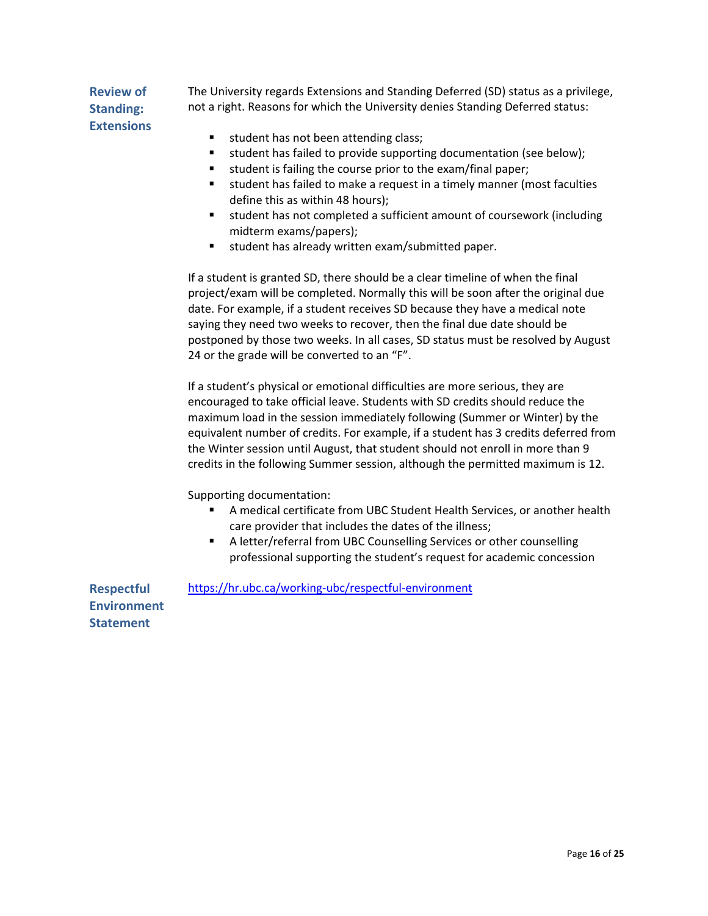## Review of Standing: Extensions

The University regards Extensions and Standing Deferred (SD) status as a privilege, not a right. Reasons for which the University denies Standing Deferred status:

- student has not been attending class;
- student has failed to provide supporting documentation (see below);
- student is failing the course prior to the exam/final paper;
- student has failed to make a request in a timely manner (most faculties define this as within 48 hours);
- student has not completed a sufficient amount of coursework (including midterm exams/papers);
- student has already written exam/submitted paper.

If a student is granted SD, there should be a clear timeline of when the final project/exam will be completed. Normally this will be soon after the original due date. For example, if a student receives SD because they have a medical note saying they need two weeks to recover, then the final due date should be postponed by those two weeks. In all cases, SD status must be resolved by August 24 or the grade will be converted to an "F".

If a student's physical or emotional difficulties are more serious, they are encouraged to take official leave. Students with SD credits should reduce the maximum load in the session immediately following (Summer or Winter) by the equivalent number of credits. For example, if a student has 3 credits deferred from the Winter session until August, that student should not enroll in more than 9 credits in the following Summer session, although the permitted maximum is 12.

Supporting documentation:

- A medical certificate from UBC Student Health Services, or another health care provider that includes the dates of the illness;
- A letter/referral from UBC Counselling Services or other counselling professional supporting the student's request for academic concession

## Respectful Environment Statement

https://hr.ubc.ca/working-ubc/respectful-environment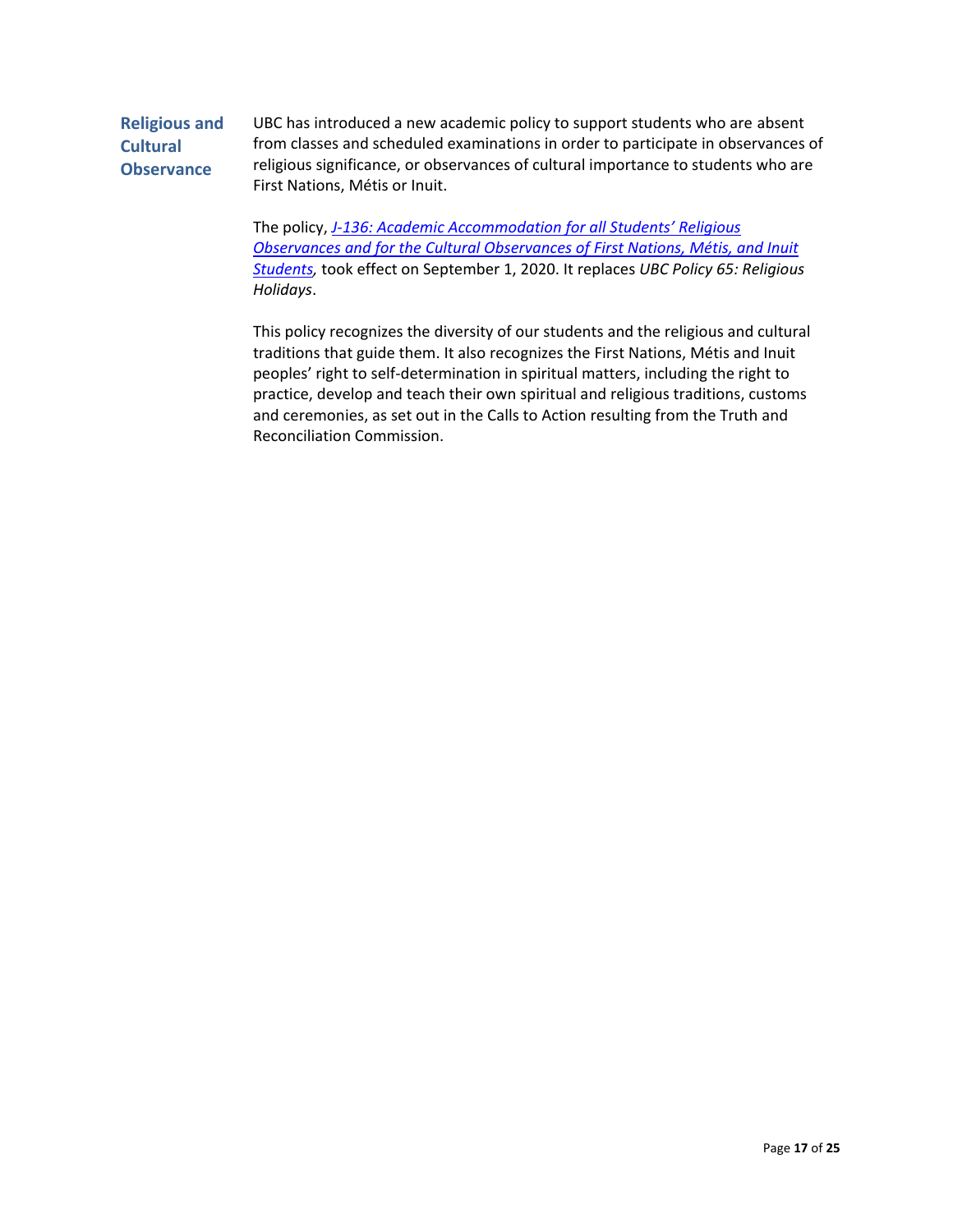## Religious and Cultural Observance

UBC has introduced a new academic policy to support students who are absent from classes and scheduled examinations in order to participate in observances of religious significance, or observances of cultural importance to students who are First Nations, Métis or Inuit.

The policy, *J-136: Academic Accommodation for all Students' Religious Observances and for the Cultural Observances of First Nations, Métis, and Inuit Students*, took effect on September 1, 2020. It replaces *UBC Policy 65: Religious Holidays*.

This policy recognizes the diversity of our students and the religious and cultural traditions that guide them. It also recognizes the First Nations, Métis and Inuit peoples' right to self-determination in spiritual matters, including the right to practice, develop and teach their own spiritual and religious traditions, customs and ceremonies, as set out in the Calls to Action resulting from the Truth and Reconciliation Commission.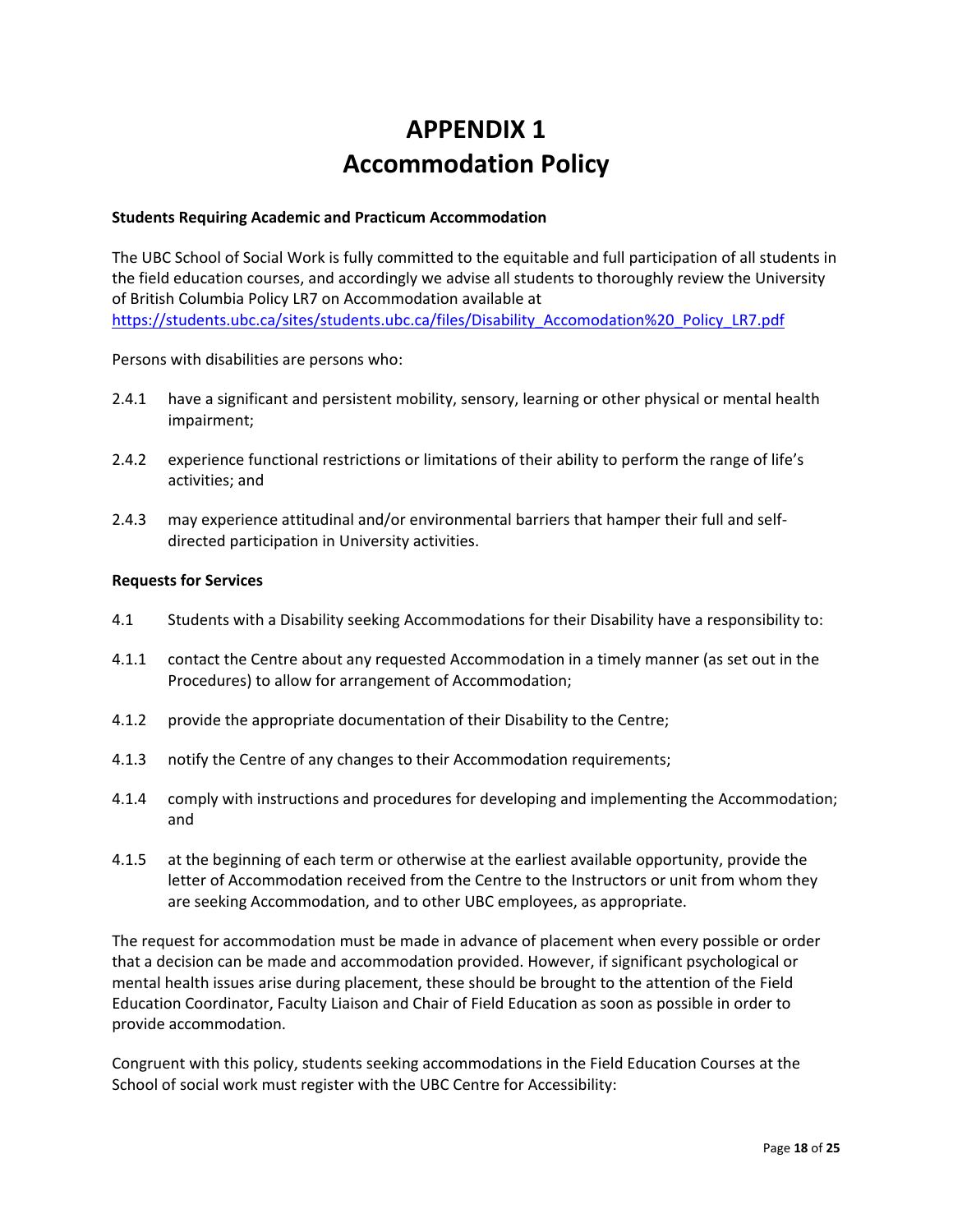# APPENDIX 1
# Accommodation Policy

**Students Requiring Academic and Practicum Accommodation**

The UBC School of Social Work is fully committed to the equitable and full participation of all students in the field education courses, and accordingly we advise all students to thoroughly review the University of British Columbia Policy LR7 on Accommodation available at [https://students.ubc.ca/sites/students.ubc.ca/files/Disability_Accomodation%20_Policy_LR7.pdf](https://students.ubc.ca/sites/students.ubc.ca/files/Disability_Accomodation%20_Policy_LR7.pdf)

Persons with disabilities are persons who:

2.4.1 have a significant and persistent mobility, sensory, learning or other physical or mental health impairment;

2.4.2 experience functional restrictions or limitations of their ability to perform the range of life's activities; and

2.4.3 may experience attitudinal and/or environmental barriers that hamper their full and self-directed participation in University activities.

**Requests for Services**

4.1 Students with a Disability seeking Accommodations for their Disability have a responsibility to:

4.1.1 contact the Centre about any requested Accommodation in a timely manner (as set out in the Procedures) to allow for arrangement of Accommodation;

4.1.2 provide the appropriate documentation of their Disability to the Centre;

4.1.3 notify the Centre of any changes to their Accommodation requirements;

4.1.4 comply with instructions and procedures for developing and implementing the Accommodation; and

4.1.5 at the beginning of each term or otherwise at the earliest available opportunity, provide the letter of Accommodation received from the Centre to the Instructors or unit from whom they are seeking Accommodation, and to other UBC employees, as appropriate.

The request for accommodation must be made in advance of placement when every possible or order that a decision can be made and accommodation provided. However, if significant psychological or mental health issues arise during placement, these should be brought to the attention of the Field Education Coordinator, Faculty Liaison and Chair of Field Education as soon as possible in order to provide accommodation.

Congruent with this policy, students seeking accommodations in the Field Education Courses at the School of social work must register with the UBC Centre for Accessibility: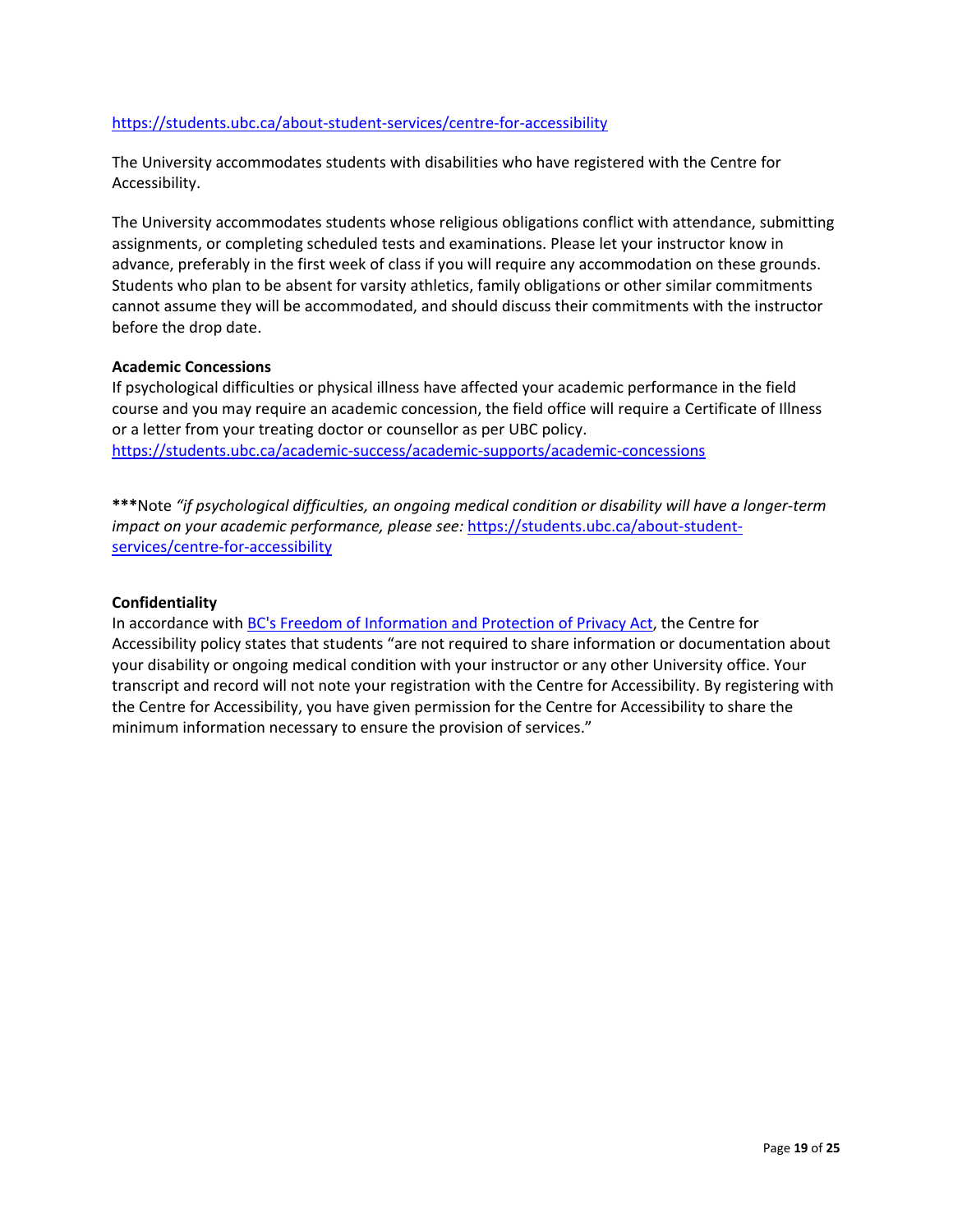https://students.ubc.ca/about-student-services/centre-for-accessibility

The University accommodates students with disabilities who have registered with the Centre for Accessibility.

The University accommodates students whose religious obligations conflict with attendance, submitting assignments, or completing scheduled tests and examinations. Please let your instructor know in advance, preferably in the first week of class if you will require any accommodation on these grounds. Students who plan to be absent for varsity athletics, family obligations or other similar commitments cannot assume they will be accommodated, and should discuss their commitments with the instructor before the drop date.

**Academic Concessions**
If psychological difficulties or physical illness have affected your academic performance in the field course and you may require an academic concession, the field office will require a Certificate of Illness or a letter from your treating doctor or counsellor as per UBC policy.
https://students.ubc.ca/academic-success/academic-supports/academic-concessions

**\*\*\***Note *"if psychological difficulties, an ongoing medical condition or disability will have a longer-term impact on your academic performance, please see:* https://students.ubc.ca/about-student-services/centre-for-accessibility

**Confidentiality**
In accordance with BC's Freedom of Information and Protection of Privacy Act, the Centre for Accessibility policy states that students "are not required to share information or documentation about your disability or ongoing medical condition with your instructor or any other University office. Your transcript and record will not note your registration with the Centre for Accessibility. By registering with the Centre for Accessibility, you have given permission for the Centre for Accessibility to share the minimum information necessary to ensure the provision of services."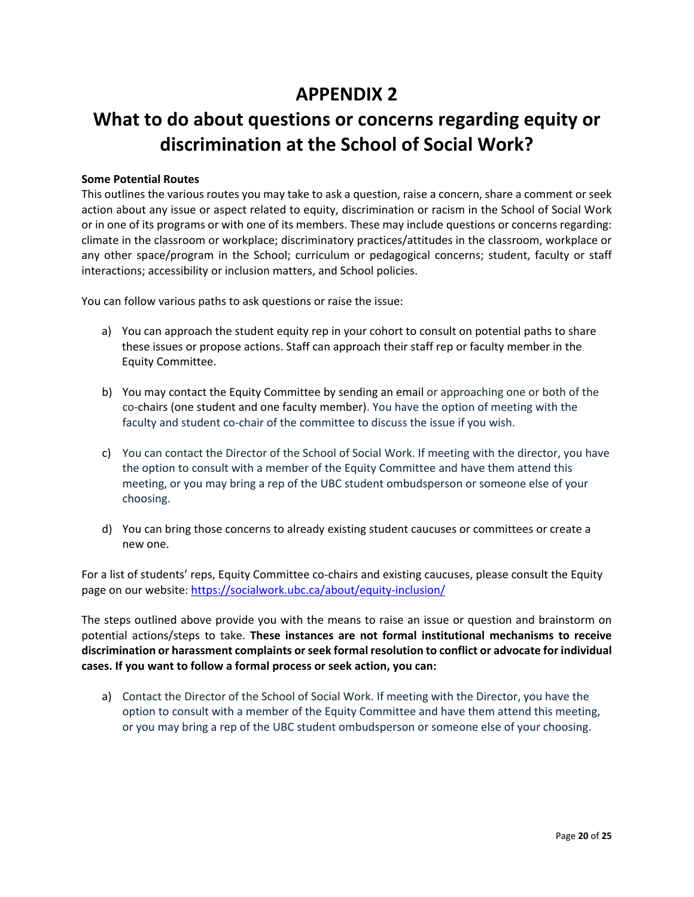# APPENDIX 2

# What to do about questions or concerns regarding equity or discrimination at the School of Social Work?

**Some Potential Routes**

This outlines the various routes you may take to ask a question, raise a concern, share a comment or seek action about any issue or aspect related to equity, discrimination or racism in the School of Social Work or in one of its programs or with one of its members. These may include questions or concerns regarding: climate in the classroom or workplace; discriminatory practices/attitudes in the classroom, workplace or any other space/program in the School; curriculum or pedagogical concerns; student, faculty or staff interactions; accessibility or inclusion matters, and School policies.

You can follow various paths to ask questions or raise the issue:

a) You can approach the student equity rep in your cohort to consult on potential paths to share these issues or propose actions. Staff can approach their staff rep or faculty member in the Equity Committee.

b) You may contact the Equity Committee by sending an email or approaching one or both of the co-chairs (one student and one faculty member). You have the option of meeting with the faculty and student co-chair of the committee to discuss the issue if you wish.

c) You can contact the Director of the School of Social Work. If meeting with the director, you have the option to consult with a member of the Equity Committee and have them attend this meeting, or you may bring a rep of the UBC student ombudsperson or someone else of your choosing.

d) You can bring those concerns to already existing student caucuses or committees or create a new one.

For a list of students' reps, Equity Committee co-chairs and existing caucuses, please consult the Equity page on our website: https://socialwork.ubc.ca/about/equity-inclusion/

The steps outlined above provide you with the means to raise an issue or question and brainstorm on potential actions/steps to take. **These instances are not formal institutional mechanisms to receive discrimination or harassment complaints or seek formal resolution to conflict or advocate for individual cases. If you want to follow a formal process or seek action, you can:**

a) Contact the Director of the School of Social Work. If meeting with the Director, you have the option to consult with a member of the Equity Committee and have them attend this meeting, or you may bring a rep of the UBC student ombudsperson or someone else of your choosing.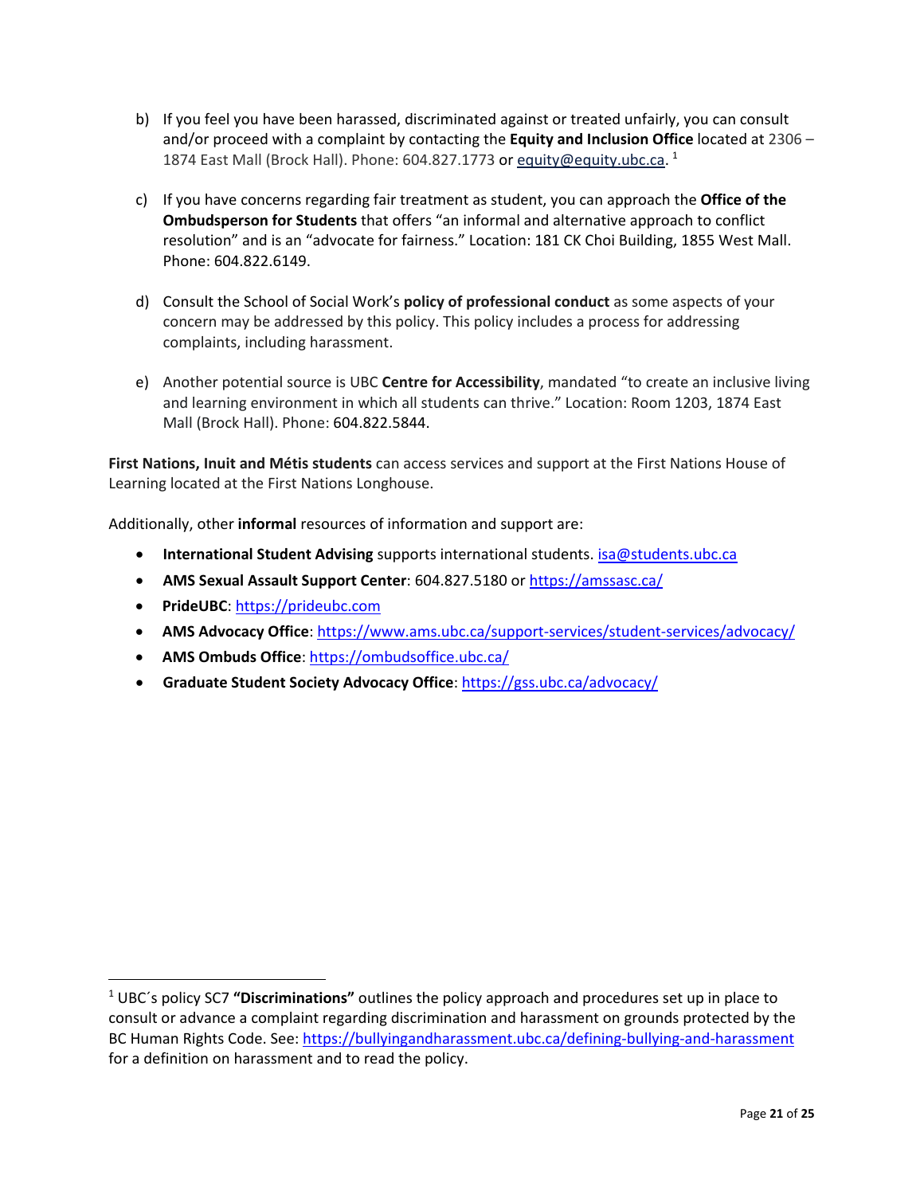b) If you feel you have been harassed, discriminated against or treated unfairly, you can consult and/or proceed with a complaint by contacting the **Equity and Inclusion Office** located at 2306 – 1874 East Mall (Brock Hall). Phone: 604.827.1773 or equity@equity.ubc.ca. [1]

c) If you have concerns regarding fair treatment as student, you can approach the **Office of the Ombudsperson for Students** that offers "an informal and alternative approach to conflict resolution" and is an "advocate for fairness." Location: 181 CK Choi Building, 1855 West Mall. Phone: 604.822.6149.

d) Consult the School of Social Work's **policy of professional conduct** as some aspects of your concern may be addressed by this policy. This policy includes a process for addressing complaints, including harassment.

e) Another potential source is UBC **Centre for Accessibility**, mandated "to create an inclusive living and learning environment in which all students can thrive." Location: Room 1203, 1874 East Mall (Brock Hall). Phone: 604.822.5844.

**First Nations, Inuit and Métis students** can access services and support at the First Nations House of Learning located at the First Nations Longhouse.

Additionally, other **informal** resources of information and support are:

- **International Student Advising** supports international students. isa@students.ubc.ca
- **AMS Sexual Assault Support Center**: 604.827.5180 or https://amssasc.ca/
- **PrideUBC**: https://prideubc.com
- **AMS Advocacy Office**: https://www.ams.ubc.ca/support-services/student-services/advocacy/
- **AMS Ombuds Office**: https://ombudsoffice.ubc.ca/
- **Graduate Student Society Advocacy Office**: https://gss.ubc.ca/advocacy/

[1] UBC´s policy SC7 **"Discriminations"** outlines the policy approach and procedures set up in place to consult or advance a complaint regarding discrimination and harassment on grounds protected by the BC Human Rights Code. See: https://bullyingandharassment.ubc.ca/defining-bullying-and-harassment for a definition on harassment and to read the policy.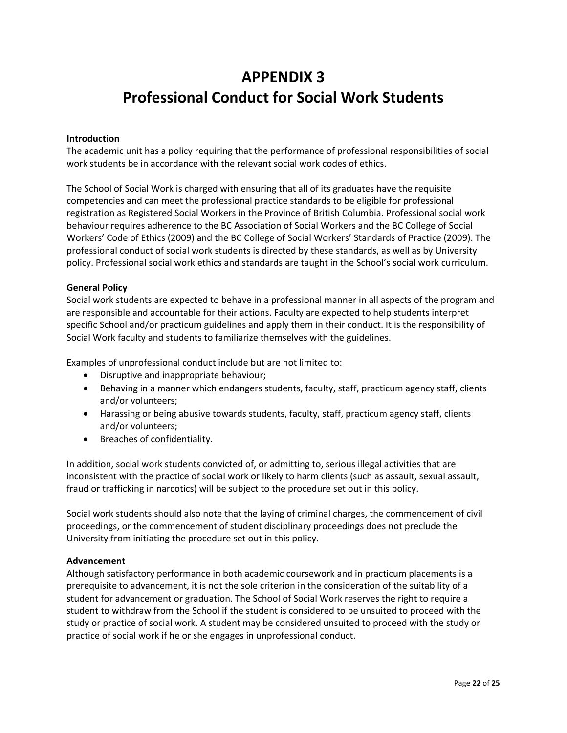# APPENDIX 3
# Professional Conduct for Social Work Students

**Introduction**
The academic unit has a policy requiring that the performance of professional responsibilities of social work students be in accordance with the relevant social work codes of ethics.

The School of Social Work is charged with ensuring that all of its graduates have the requisite competencies and can meet the professional practice standards to be eligible for professional registration as Registered Social Workers in the Province of British Columbia. Professional social work behaviour requires adherence to the BC Association of Social Workers and the BC College of Social Workers' Code of Ethics (2009) and the BC College of Social Workers' Standards of Practice (2009). The professional conduct of social work students is directed by these standards, as well as by University policy. Professional social work ethics and standards are taught in the School's social work curriculum.

**General Policy**
Social work students are expected to behave in a professional manner in all aspects of the program and are responsible and accountable for their actions. Faculty are expected to help students interpret specific School and/or practicum guidelines and apply them in their conduct. It is the responsibility of Social Work faculty and students to familiarize themselves with the guidelines.

Examples of unprofessional conduct include but are not limited to:

- Disruptive and inappropriate behaviour;
- Behaving in a manner which endangers students, faculty, staff, practicum agency staff, clients and/or volunteers;
- Harassing or being abusive towards students, faculty, staff, practicum agency staff, clients and/or volunteers;
- Breaches of confidentiality.

In addition, social work students convicted of, or admitting to, serious illegal activities that are inconsistent with the practice of social work or likely to harm clients (such as assault, sexual assault, fraud or trafficking in narcotics) will be subject to the procedure set out in this policy.

Social work students should also note that the laying of criminal charges, the commencement of civil proceedings, or the commencement of student disciplinary proceedings does not preclude the University from initiating the procedure set out in this policy.

**Advancement**
Although satisfactory performance in both academic coursework and in practicum placements is a prerequisite to advancement, it is not the sole criterion in the consideration of the suitability of a student for advancement or graduation. The School of Social Work reserves the right to require a student to withdraw from the School if the student is considered to be unsuited to proceed with the study or practice of social work. A student may be considered unsuited to proceed with the study or practice of social work if he or she engages in unprofessional conduct.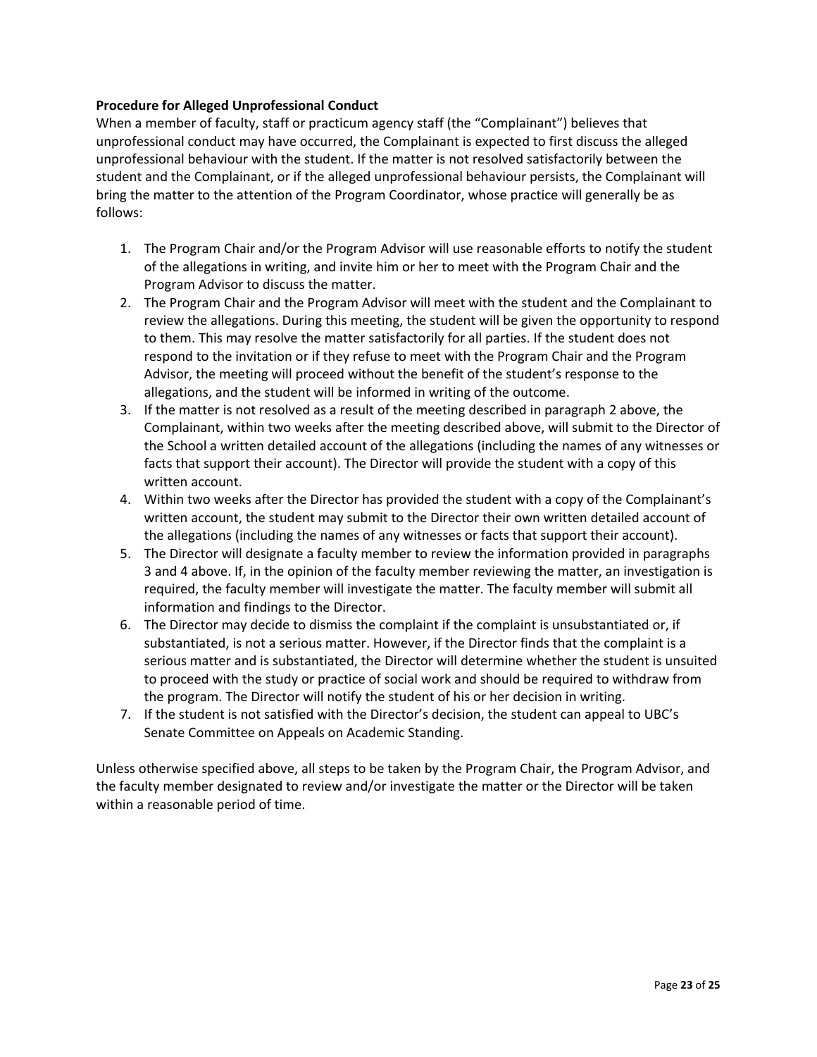**Procedure for Alleged Unprofessional Conduct**

When a member of faculty, staff or practicum agency staff (the "Complainant") believes that unprofessional conduct may have occurred, the Complainant is expected to first discuss the alleged unprofessional behaviour with the student. If the matter is not resolved satisfactorily between the student and the Complainant, or if the alleged unprofessional behaviour persists, the Complainant will bring the matter to the attention of the Program Coordinator, whose practice will generally be as follows:

1. The Program Chair and/or the Program Advisor will use reasonable efforts to notify the student of the allegations in writing, and invite him or her to meet with the Program Chair and the Program Advisor to discuss the matter.
2. The Program Chair and the Program Advisor will meet with the student and the Complainant to review the allegations. During this meeting, the student will be given the opportunity to respond to them. This may resolve the matter satisfactorily for all parties. If the student does not respond to the invitation or if they refuse to meet with the Program Chair and the Program Advisor, the meeting will proceed without the benefit of the student's response to the allegations, and the student will be informed in writing of the outcome.
3. If the matter is not resolved as a result of the meeting described in paragraph 2 above, the Complainant, within two weeks after the meeting described above, will submit to the Director of the School a written detailed account of the allegations (including the names of any witnesses or facts that support their account). The Director will provide the student with a copy of this written account.
4. Within two weeks after the Director has provided the student with a copy of the Complainant's written account, the student may submit to the Director their own written detailed account of the allegations (including the names of any witnesses or facts that support their account).
5. The Director will designate a faculty member to review the information provided in paragraphs 3 and 4 above. If, in the opinion of the faculty member reviewing the matter, an investigation is required, the faculty member will investigate the matter. The faculty member will submit all information and findings to the Director.
6. The Director may decide to dismiss the complaint if the complaint is unsubstantiated or, if substantiated, is not a serious matter. However, if the Director finds that the complaint is a serious matter and is substantiated, the Director will determine whether the student is unsuited to proceed with the study or practice of social work and should be required to withdraw from the program. The Director will notify the student of his or her decision in writing.
7. If the student is not satisfied with the Director's decision, the student can appeal to UBC's Senate Committee on Appeals on Academic Standing.

Unless otherwise specified above, all steps to be taken by the Program Chair, the Program Advisor, and the faculty member designated to review and/or investigate the matter or the Director will be taken within a reasonable period of time.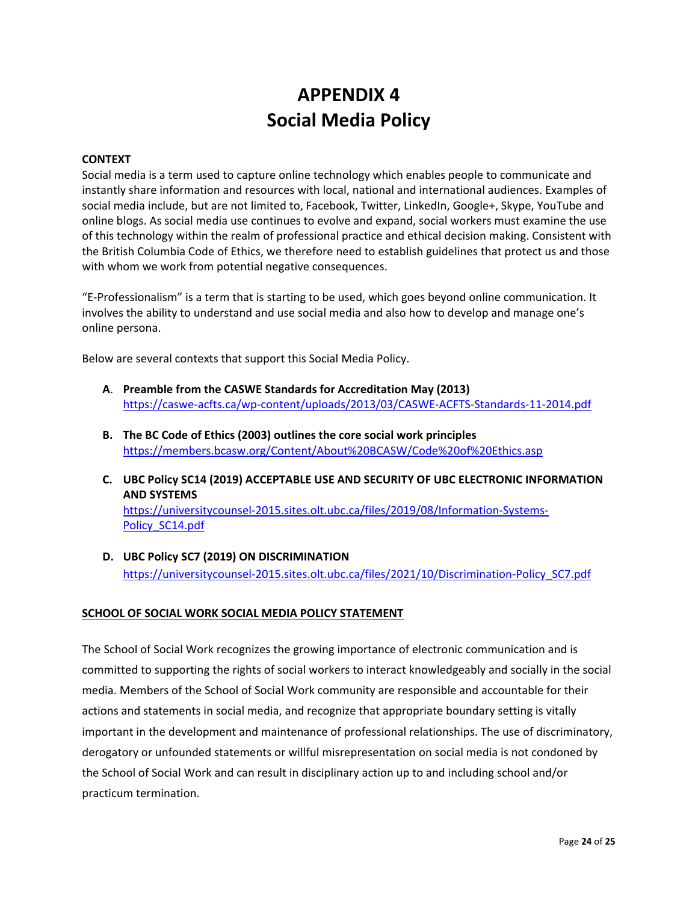# APPENDIX 4
# Social Media Policy

**CONTEXT**

Social media is a term used to capture online technology which enables people to communicate and instantly share information and resources with local, national and international audiences. Examples of social media include, but are not limited to, Facebook, Twitter, LinkedIn, Google+, Skype, YouTube and online blogs. As social media use continues to evolve and expand, social workers must examine the use of this technology within the realm of professional practice and ethical decision making. Consistent with the British Columbia Code of Ethics, we therefore need to establish guidelines that protect us and those with whom we work from potential negative consequences.

"E-Professionalism" is a term that is starting to be used, which goes beyond online communication. It involves the ability to understand and use social media and also how to develop and manage one's online persona.

Below are several contexts that support this Social Media Policy.

A. **Preamble from the CASWE Standards for Accreditation May (2013)**
https://caswe-acfts.ca/wp-content/uploads/2013/03/CASWE-ACFTS-Standards-11-2014.pdf

B. **The BC Code of Ethics (2003) outlines the core social work principles**
https://members.bcasw.org/Content/About%20BCASW/Code%20of%20Ethics.asp

C. **UBC Policy SC14 (2019) ACCEPTABLE USE AND SECURITY OF UBC ELECTRONIC INFORMATION AND SYSTEMS**
https://universitycounsel-2015.sites.olt.ubc.ca/files/2019/08/Information-Systems-Policy_SC14.pdf

D. **UBC Policy SC7 (2019) ON DISCRIMINATION**
https://universitycounsel-2015.sites.olt.ubc.ca/files/2021/10/Discrimination-Policy_SC7.pdf

**SCHOOL OF SOCIAL WORK SOCIAL MEDIA POLICY STATEMENT**

The School of Social Work recognizes the growing importance of electronic communication and is committed to supporting the rights of social workers to interact knowledgeably and socially in the social media. Members of the School of Social Work community are responsible and accountable for their actions and statements in social media, and recognize that appropriate boundary setting is vitally important in the development and maintenance of professional relationships. The use of discriminatory, derogatory or unfounded statements or willful misrepresentation on social media is not condoned by the School of Social Work and can result in disciplinary action up to and including school and/or practicum termination.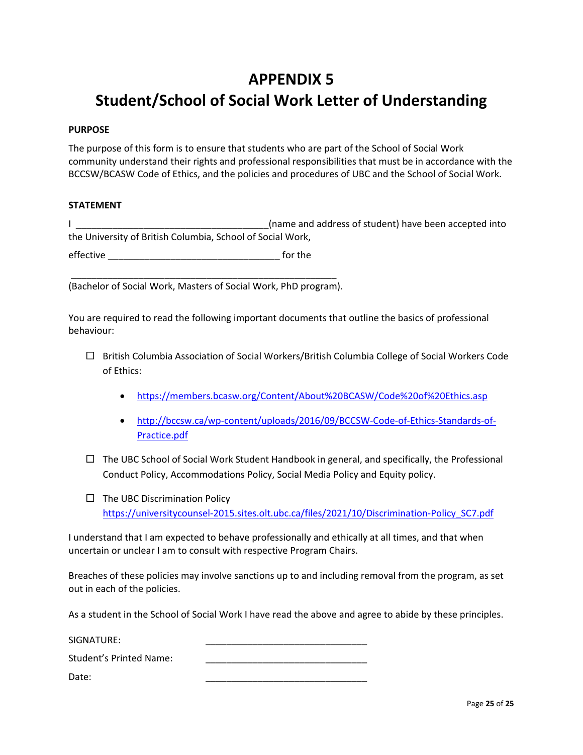# APPENDIX 5
# Student/School of Social Work Letter of Understanding

**PURPOSE**

The purpose of this form is to ensure that students who are part of the School of Social Work community understand their rights and professional responsibilities that must be in accordance with the BCCSW/BCASW Code of Ethics, and the policies and procedures of UBC and the School of Social Work.

**STATEMENT**

I _____________________________________(name and address of student) have been accepted into the University of British Columbia, School of Social Work,

effective ________________________________ for the

__________________________________________________
(Bachelor of Social Work, Masters of Social Work, PhD program).

You are required to read the following important documents that outline the basics of professional behaviour:

- ☐ British Columbia Association of Social Workers/British Columbia College of Social Workers Code of Ethics:
  - https://members.bcasw.org/Content/About%20BCASW/Code%20of%20Ethics.asp
  - http://bccsw.ca/wp-content/uploads/2016/09/BCCSW-Code-of-Ethics-Standards-of-Practice.pdf
- ☐ The UBC School of Social Work Student Handbook in general, and specifically, the Professional Conduct Policy, Accommodations Policy, Social Media Policy and Equity policy.
- ☐ The UBC Discrimination Policy https://universitycounsel-2015.sites.olt.ubc.ca/files/2021/10/Discrimination-Policy_SC7.pdf

I understand that I am expected to behave professionally and ethically at all times, and that when uncertain or unclear I am to consult with respective Program Chairs.

Breaches of these policies may involve sanctions up to and including removal from the program, as set out in each of the policies.

As a student in the School of Social Work I have read the above and agree to abide by these principles.

SIGNATURE: ______________________________

Student's Printed Name: ______________________________

Date: ______________________________